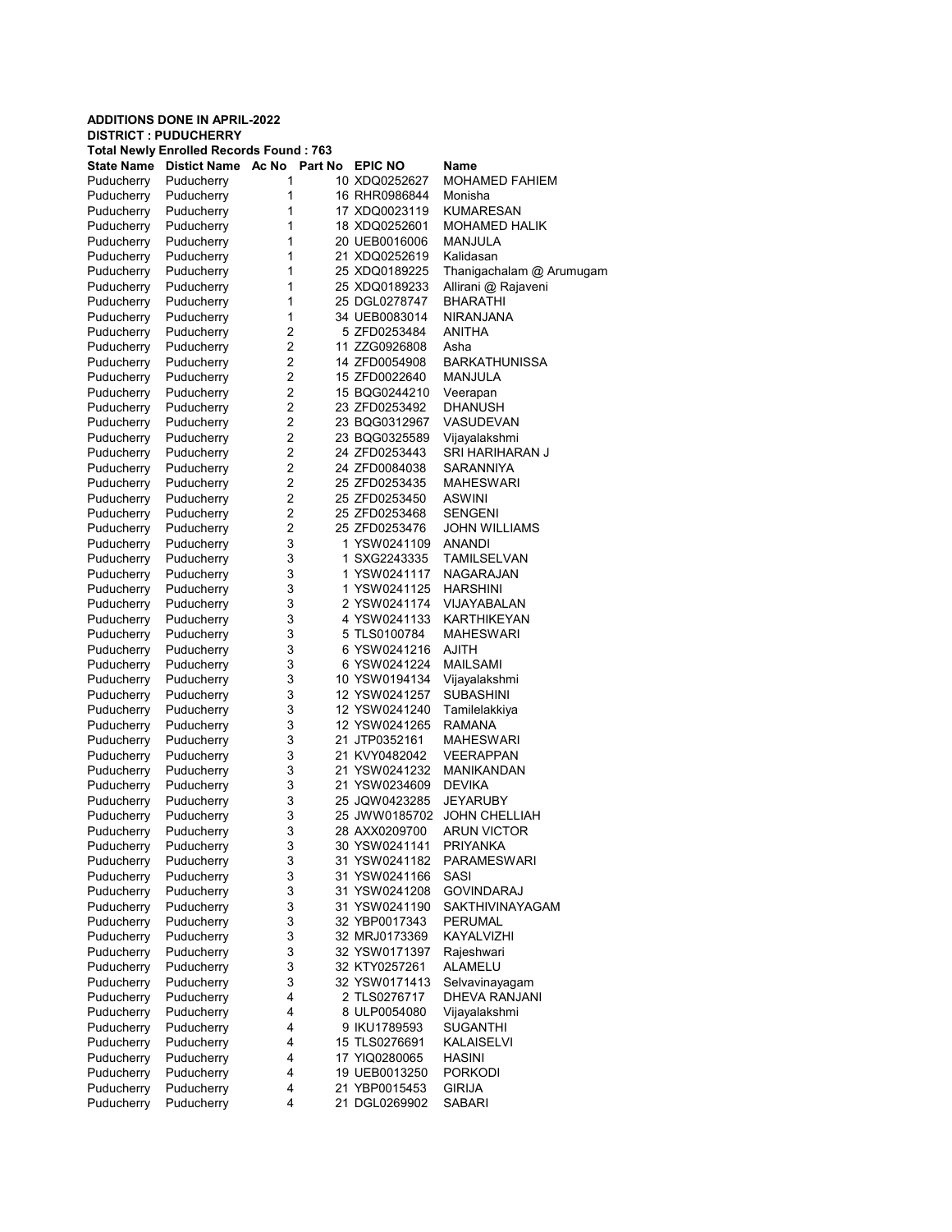**ADDITIONS DONE IN APRIL-2022**
**DISTRICT : PUDUCHERRY**
**Total Newly Enrolled Records Found : 763**

| State Name | Distict Name | Ac No | Part No | EPIC NO | Name |
|---|---|---|---|---|---|
| Puducherry | Puducherry | 1 | 10 | XDQ0252627 | MOHAMED FAHIEM |
| Puducherry | Puducherry | 1 | 16 | RHR0986844 | Monisha |
| Puducherry | Puducherry | 1 | 17 | XDQ0023119 | KUMARESAN |
| Puducherry | Puducherry | 1 | 18 | XDQ0252601 | MOHAMED HALIK |
| Puducherry | Puducherry | 1 | 20 | UEB0016006 | MANJULA |
| Puducherry | Puducherry | 1 | 21 | XDQ0252619 | Kalidasan |
| Puducherry | Puducherry | 1 | 25 | XDQ0189225 | Thanigachalam @ Arumugam |
| Puducherry | Puducherry | 1 | 25 | XDQ0189233 | Allirani @ Rajaveni |
| Puducherry | Puducherry | 1 | 25 | DGL0278747 | BHARATHI |
| Puducherry | Puducherry | 1 | 34 | UEB0083014 | NIRANJANA |
| Puducherry | Puducherry | 2 | 5 | ZFD0253484 | ANITHA |
| Puducherry | Puducherry | 2 | 11 | ZZG0926808 | Asha |
| Puducherry | Puducherry | 2 | 14 | ZFD0054908 | BARKATHUNISSA |
| Puducherry | Puducherry | 2 | 15 | ZFD0022640 | MANJULA |
| Puducherry | Puducherry | 2 | 15 | BQG0244210 | Veerapan |
| Puducherry | Puducherry | 2 | 23 | ZFD0253492 | DHANUSH |
| Puducherry | Puducherry | 2 | 23 | BQG0312967 | VASUDEVAN |
| Puducherry | Puducherry | 2 | 23 | BQG0325589 | Vijayalakshmi |
| Puducherry | Puducherry | 2 | 24 | ZFD0253443 | SRI HARIHARAN J |
| Puducherry | Puducherry | 2 | 24 | ZFD0084038 | SARANNIYA |
| Puducherry | Puducherry | 2 | 25 | ZFD0253435 | MAHESWARI |
| Puducherry | Puducherry | 2 | 25 | ZFD0253450 | ASWINI |
| Puducherry | Puducherry | 2 | 25 | ZFD0253468 | SENGENI |
| Puducherry | Puducherry | 2 | 25 | ZFD0253476 | JOHN WILLIAMS |
| Puducherry | Puducherry | 3 | 1 | YSW0241109 | ANANDI |
| Puducherry | Puducherry | 3 | 1 | SXG2243335 | TAMILSELVAN |
| Puducherry | Puducherry | 3 | 1 | YSW0241117 | NAGARAJAN |
| Puducherry | Puducherry | 3 | 1 | YSW0241125 | HARSHINI |
| Puducherry | Puducherry | 3 | 2 | YSW0241174 | VIJAYABALAN |
| Puducherry | Puducherry | 3 | 4 | YSW0241133 | KARTHIKEYAN |
| Puducherry | Puducherry | 3 | 5 | TLS0100784 | MAHESWARI |
| Puducherry | Puducherry | 3 | 6 | YSW0241216 | AJITH |
| Puducherry | Puducherry | 3 | 6 | YSW0241224 | MAILSAMI |
| Puducherry | Puducherry | 3 | 10 | YSW0194134 | Vijayalakshmi |
| Puducherry | Puducherry | 3 | 12 | YSW0241257 | SUBASHINI |
| Puducherry | Puducherry | 3 | 12 | YSW0241240 | Tamilelakkiya |
| Puducherry | Puducherry | 3 | 12 | YSW0241265 | RAMANA |
| Puducherry | Puducherry | 3 | 21 | JTP0352161 | MAHESWARI |
| Puducherry | Puducherry | 3 | 21 | KVY0482042 | VEERAPPAN |
| Puducherry | Puducherry | 3 | 21 | YSW0241232 | MANIKANDAN |
| Puducherry | Puducherry | 3 | 21 | YSW0234609 | DEVIKA |
| Puducherry | Puducherry | 3 | 25 | JQW0423285 | JEYARUBY |
| Puducherry | Puducherry | 3 | 25 | JWW0185702 | JOHN CHELLIAH |
| Puducherry | Puducherry | 3 | 28 | AXX0209700 | ARUN VICTOR |
| Puducherry | Puducherry | 3 | 30 | YSW0241141 | PRIYANKA |
| Puducherry | Puducherry | 3 | 31 | YSW0241182 | PARAMESWARI |
| Puducherry | Puducherry | 3 | 31 | YSW0241166 | SASI |
| Puducherry | Puducherry | 3 | 31 | YSW0241208 | GOVINDARAJ |
| Puducherry | Puducherry | 3 | 31 | YSW0241190 | SAKTHIVINAYAGAM |
| Puducherry | Puducherry | 3 | 32 | YBP0017343 | PERUMAL |
| Puducherry | Puducherry | 3 | 32 | MRJ0173369 | KAYALVIZHI |
| Puducherry | Puducherry | 3 | 32 | YSW0171397 | Rajeshwari |
| Puducherry | Puducherry | 3 | 32 | KTY0257261 | ALAMELU |
| Puducherry | Puducherry | 3 | 32 | YSW0171413 | Selvavinayagam |
| Puducherry | Puducherry | 4 | 2 | TLS0276717 | DHEVA RANJANI |
| Puducherry | Puducherry | 4 | 8 | ULP0054080 | Vijayalakshmi |
| Puducherry | Puducherry | 4 | 9 | IKU1789593 | SUGANTHI |
| Puducherry | Puducherry | 4 | 15 | TLS0276691 | KALAISELVI |
| Puducherry | Puducherry | 4 | 17 | YIQ0280065 | HASINI |
| Puducherry | Puducherry | 4 | 19 | UEB0013250 | PORKODI |
| Puducherry | Puducherry | 4 | 21 | YBP0015453 | GIRIJA |
| Puducherry | Puducherry | 4 | 21 | DGL0269902 | SABARI |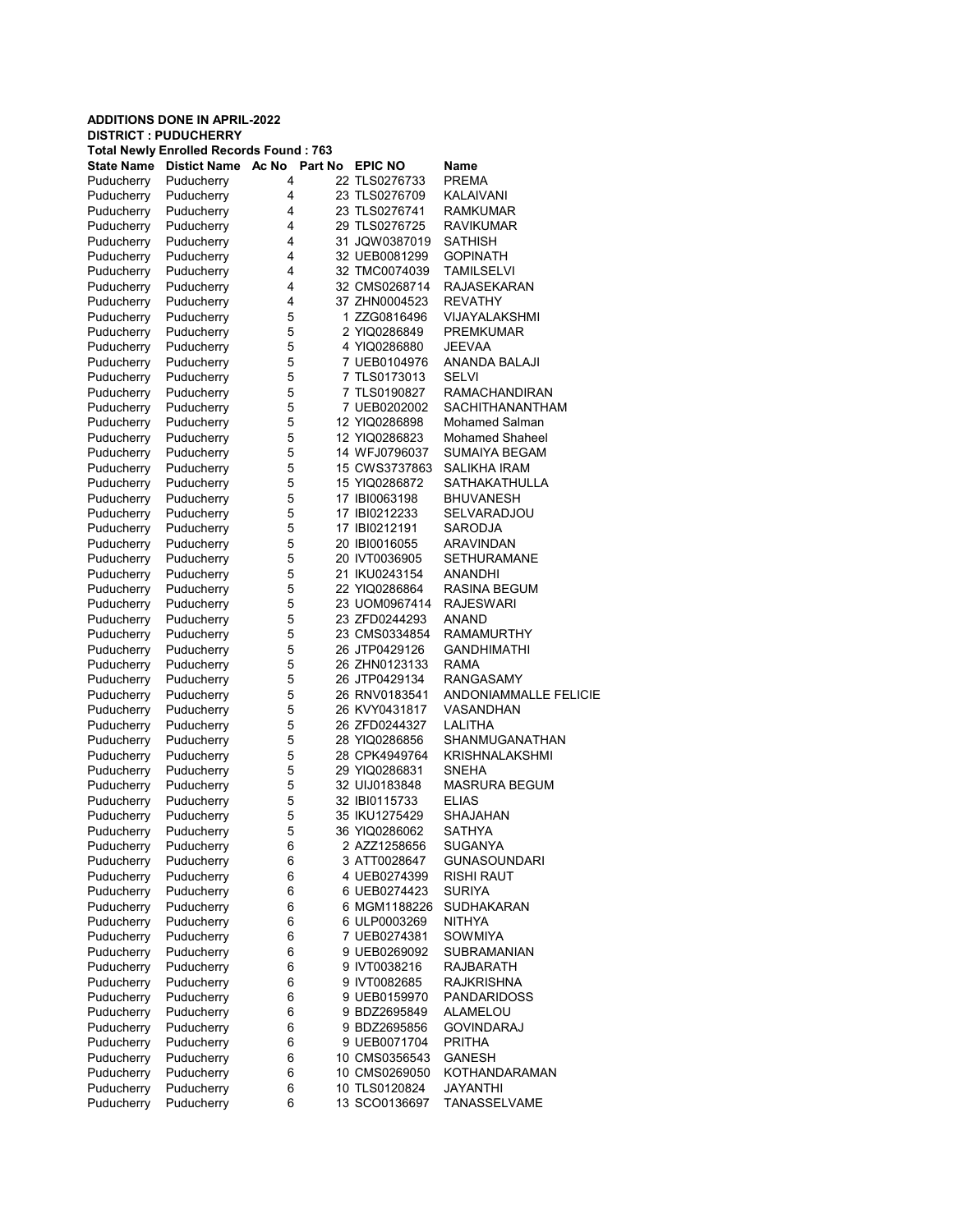**ADDITIONS DONE IN APRIL-2022**
**DISTRICT : PUDUCHERRY**
**Total Newly Enrolled Records Found : 763**

| State Name | Distict Name | Ac No | Part No | EPIC NO | Name |
|---|---|---|---|---|---|
| Puducherry | Puducherry | 4 | 22 | TLS0276733 | PREMA |
| Puducherry | Puducherry | 4 | 23 | TLS0276709 | KALAIVANI |
| Puducherry | Puducherry | 4 | 23 | TLS0276741 | RAMKUMAR |
| Puducherry | Puducherry | 4 | 29 | TLS0276725 | RAVIKUMAR |
| Puducherry | Puducherry | 4 | 31 | JQW0387019 | SATHISH |
| Puducherry | Puducherry | 4 | 32 | UEB0081299 | GOPINATH |
| Puducherry | Puducherry | 4 | 32 | TMC0074039 | TAMILSELVI |
| Puducherry | Puducherry | 4 | 32 | CMS0268714 | RAJASEKARAN |
| Puducherry | Puducherry | 4 | 37 | ZHN0004523 | REVATHY |
| Puducherry | Puducherry | 5 | 1 | ZZG0816496 | VIJAYALAKSHMI |
| Puducherry | Puducherry | 5 | 2 | YIQ0286849 | PREMKUMAR |
| Puducherry | Puducherry | 5 | 4 | YIQ0286880 | JEEVAA |
| Puducherry | Puducherry | 5 | 7 | UEB0104976 | ANANDA BALAJI |
| Puducherry | Puducherry | 5 | 7 | TLS0173013 | SELVI |
| Puducherry | Puducherry | 5 | 7 | TLS0190827 | RAMACHANDIRAN |
| Puducherry | Puducherry | 5 | 7 | UEB0202002 | SACHITHANANTHAM |
| Puducherry | Puducherry | 5 | 12 | YIQ0286898 | Mohamed Salman |
| Puducherry | Puducherry | 5 | 12 | YIQ0286823 | Mohamed Shaheel |
| Puducherry | Puducherry | 5 | 14 | WFJ0796037 | SUMAIYA BEGAM |
| Puducherry | Puducherry | 5 | 15 | CWS3737863 | SALIKHA IRAM |
| Puducherry | Puducherry | 5 | 15 | YIQ0286872 | SATHAKATHULLA |
| Puducherry | Puducherry | 5 | 17 | IBI0063198 | BHUVANESH |
| Puducherry | Puducherry | 5 | 17 | IBI0212233 | SELVARADJOU |
| Puducherry | Puducherry | 5 | 17 | IBI0212191 | SARODJA |
| Puducherry | Puducherry | 5 | 20 | IBI0016055 | ARAVINDAN |
| Puducherry | Puducherry | 5 | 20 | IVT0036905 | SETHURAMANE |
| Puducherry | Puducherry | 5 | 21 | IKU0243154 | ANANDHI |
| Puducherry | Puducherry | 5 | 22 | YIQ0286864 | RASINA BEGUM |
| Puducherry | Puducherry | 5 | 23 | UOM0967414 | RAJESWARI |
| Puducherry | Puducherry | 5 | 23 | ZFD0244293 | ANAND |
| Puducherry | Puducherry | 5 | 23 | CMS0334854 | RAMAMURTHY |
| Puducherry | Puducherry | 5 | 26 | JTP0429126 | GANDHIMATHI |
| Puducherry | Puducherry | 5 | 26 | ZHN0123133 | RAMA |
| Puducherry | Puducherry | 5 | 26 | JTP0429134 | RANGASAMY |
| Puducherry | Puducherry | 5 | 26 | RNV0183541 | ANDONIAMMALLE FELICIE |
| Puducherry | Puducherry | 5 | 26 | KVY0431817 | VASANDHAN |
| Puducherry | Puducherry | 5 | 26 | ZFD0244327 | LALITHA |
| Puducherry | Puducherry | 5 | 28 | YIQ0286856 | SHANMUGANATHAN |
| Puducherry | Puducherry | 5 | 28 | CPK4949764 | KRISHNALAKSHMI |
| Puducherry | Puducherry | 5 | 29 | YIQ0286831 | SNEHA |
| Puducherry | Puducherry | 5 | 32 | UIJ0183848 | MASRURA BEGUM |
| Puducherry | Puducherry | 5 | 32 | IBI0115733 | ELIAS |
| Puducherry | Puducherry | 5 | 35 | IKU1275429 | SHAJAHAN |
| Puducherry | Puducherry | 5 | 36 | YIQ0286062 | SATHYA |
| Puducherry | Puducherry | 6 | 2 | AZZ1258656 | SUGANYA |
| Puducherry | Puducherry | 6 | 3 | ATT0028647 | GUNASOUNDARI |
| Puducherry | Puducherry | 6 | 4 | UEB0274399 | RISHI RAUT |
| Puducherry | Puducherry | 6 | 6 | UEB0274423 | SURIYA |
| Puducherry | Puducherry | 6 | 6 | MGM1188226 | SUDHAKARAN |
| Puducherry | Puducherry | 6 | 6 | ULP0003269 | NITHYA |
| Puducherry | Puducherry | 6 | 7 | UEB0274381 | SOWMIYA |
| Puducherry | Puducherry | 6 | 9 | UEB0269092 | SUBRAMANIAN |
| Puducherry | Puducherry | 6 | 9 | IVT0038216 | RAJBARATH |
| Puducherry | Puducherry | 6 | 9 | IVT0082685 | RAJKRISHNA |
| Puducherry | Puducherry | 6 | 9 | UEB0159970 | PANDARIDOSS |
| Puducherry | Puducherry | 6 | 9 | BDZ2695849 | ALAMELOU |
| Puducherry | Puducherry | 6 | 9 | BDZ2695856 | GOVINDARAJ |
| Puducherry | Puducherry | 6 | 9 | UEB0071704 | PRITHA |
| Puducherry | Puducherry | 6 | 10 | CMS0356543 | GANESH |
| Puducherry | Puducherry | 6 | 10 | CMS0269050 | KOTHANDARAMAN |
| Puducherry | Puducherry | 6 | 10 | TLS0120824 | JAYANTHI |
| Puducherry | Puducherry | 6 | 13 | SCO0136697 | TANASSELVAME |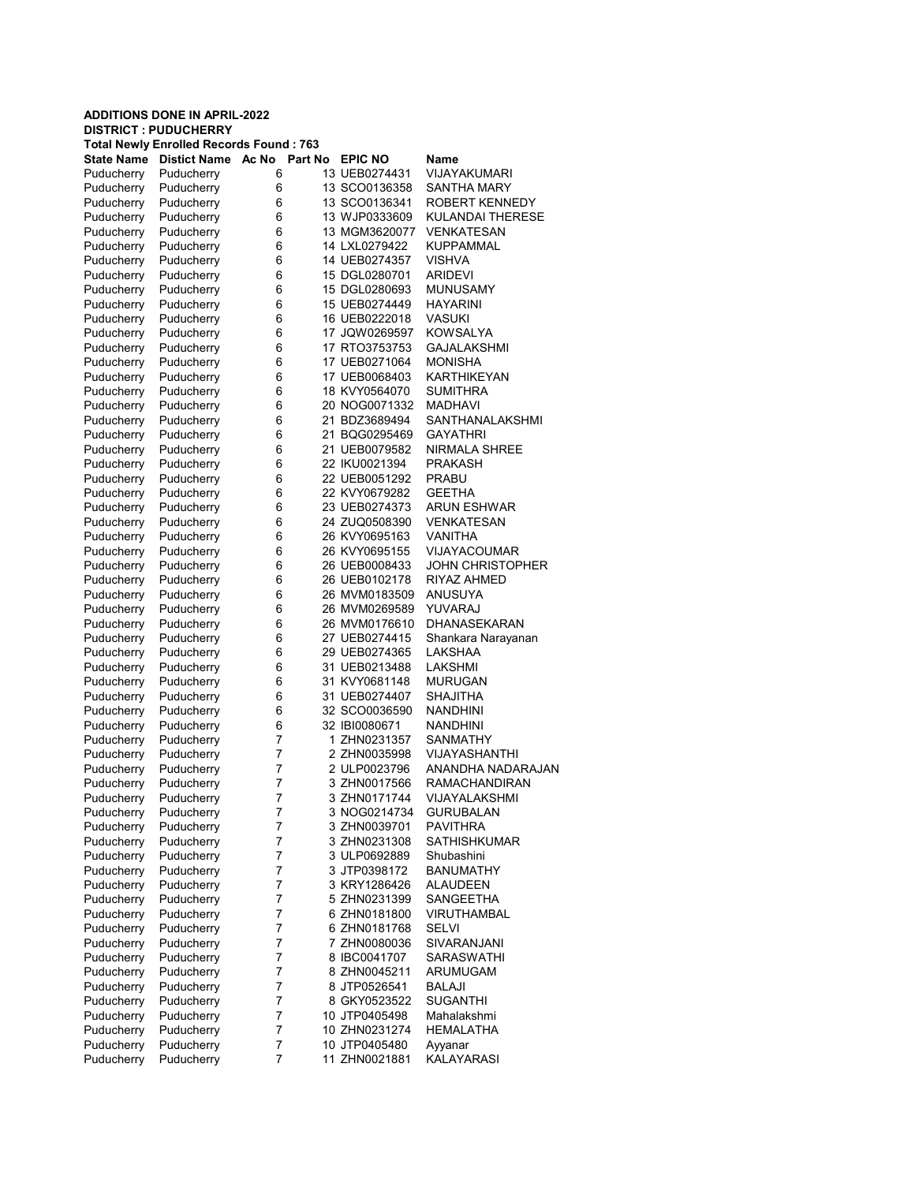**ADDITIONS DONE IN APRIL-2022**
**DISTRICT : PUDUCHERRY**
**Total Newly Enrolled Records Found : 763**

| State Name | Distict Name | Ac No | Part No | EPIC NO | Name |
|---|---|---|---|---|---|
| Puducherry | Puducherry | 6 | 13 | UEB0274431 | VIJAYAKUMARI |
| Puducherry | Puducherry | 6 | 13 | SCO0136358 | SANTHA MARY |
| Puducherry | Puducherry | 6 | 13 | SCO0136341 | ROBERT KENNEDY |
| Puducherry | Puducherry | 6 | 13 | WJP0333609 | KULANDAI THERESE |
| Puducherry | Puducherry | 6 | 13 | MGM3620077 | VENKATESAN |
| Puducherry | Puducherry | 6 | 14 | LXL0279422 | KUPPAMMAL |
| Puducherry | Puducherry | 6 | 14 | UEB0274357 | VISHVA |
| Puducherry | Puducherry | 6 | 15 | DGL0280701 | ARIDEVI |
| Puducherry | Puducherry | 6 | 15 | DGL0280693 | MUNUSAMY |
| Puducherry | Puducherry | 6 | 15 | UEB0274449 | HAYARINI |
| Puducherry | Puducherry | 6 | 16 | UEB0222018 | VASUKI |
| Puducherry | Puducherry | 6 | 17 | JQW0269597 | KOWSALYA |
| Puducherry | Puducherry | 6 | 17 | RTO3753753 | GAJALAKSHMI |
| Puducherry | Puducherry | 6 | 17 | UEB0271064 | MONISHA |
| Puducherry | Puducherry | 6 | 17 | UEB0068403 | KARTHIKEYAN |
| Puducherry | Puducherry | 6 | 18 | KVY0564070 | SUMITHRA |
| Puducherry | Puducherry | 6 | 20 | NOG0071332 | MADHAVI |
| Puducherry | Puducherry | 6 | 21 | BDZ3689494 | SANTHANALAKSHMI |
| Puducherry | Puducherry | 6 | 21 | BQG0295469 | GAYATHRI |
| Puducherry | Puducherry | 6 | 21 | UEB0079582 | NIRMALA SHREE |
| Puducherry | Puducherry | 6 | 22 | IKU0021394 | PRAKASH |
| Puducherry | Puducherry | 6 | 22 | UEB0051292 | PRABU |
| Puducherry | Puducherry | 6 | 22 | KVY0679282 | GEETHA |
| Puducherry | Puducherry | 6 | 23 | UEB0274373 | ARUN ESHWAR |
| Puducherry | Puducherry | 6 | 24 | ZUQ0508390 | VENKATESAN |
| Puducherry | Puducherry | 6 | 26 | KVY0695163 | VANITHA |
| Puducherry | Puducherry | 6 | 26 | KVY0695155 | VIJAYACOUMAR |
| Puducherry | Puducherry | 6 | 26 | UEB0008433 | JOHN CHRISTOPHER |
| Puducherry | Puducherry | 6 | 26 | UEB0102178 | RIYAZ AHMED |
| Puducherry | Puducherry | 6 | 26 | MVM0183509 | ANUSUYA |
| Puducherry | Puducherry | 6 | 26 | MVM0269589 | YUVARAJ |
| Puducherry | Puducherry | 6 | 26 | MVM0176610 | DHANASEKARAN |
| Puducherry | Puducherry | 6 | 27 | UEB0274415 | Shankara Narayanan |
| Puducherry | Puducherry | 6 | 29 | UEB0274365 | LAKSHAA |
| Puducherry | Puducherry | 6 | 31 | UEB0213488 | LAKSHMI |
| Puducherry | Puducherry | 6 | 31 | KVY0681148 | MURUGAN |
| Puducherry | Puducherry | 6 | 31 | UEB0274407 | SHAJITHA |
| Puducherry | Puducherry | 6 | 32 | SCO0036590 | NANDHINI |
| Puducherry | Puducherry | 6 | 32 | IBI0080671 | NANDHINI |
| Puducherry | Puducherry | 7 | 1 | ZHN0231357 | SANMATHY |
| Puducherry | Puducherry | 7 | 2 | ZHN0035998 | VIJAYASHANTHI |
| Puducherry | Puducherry | 7 | 2 | ULP0023796 | ANANDHA NADARAJAN |
| Puducherry | Puducherry | 7 | 3 | ZHN0017566 | RAMACHANDIRAN |
| Puducherry | Puducherry | 7 | 3 | ZHN0171744 | VIJAYALAKSHMI |
| Puducherry | Puducherry | 7 | 3 | NOG0214734 | GURUBALAN |
| Puducherry | Puducherry | 7 | 3 | ZHN0039701 | PAVITHRA |
| Puducherry | Puducherry | 7 | 3 | ZHN0231308 | SATHISHKUMAR |
| Puducherry | Puducherry | 7 | 3 | ULP0692889 | Shubashini |
| Puducherry | Puducherry | 7 | 3 | JTP0398172 | BANUMATHY |
| Puducherry | Puducherry | 7 | 3 | KRY1286426 | ALAUDEEN |
| Puducherry | Puducherry | 7 | 5 | ZHN0231399 | SANGEETHA |
| Puducherry | Puducherry | 7 | 6 | ZHN0181800 | VIRUTHAMBAL |
| Puducherry | Puducherry | 7 | 6 | ZHN0181768 | SELVI |
| Puducherry | Puducherry | 7 | 7 | ZHN0080036 | SIVARANJANI |
| Puducherry | Puducherry | 7 | 8 | IBC0041707 | SARASWATHI |
| Puducherry | Puducherry | 7 | 8 | ZHN0045211 | ARUMUGAM |
| Puducherry | Puducherry | 7 | 8 | JTP0526541 | BALAJI |
| Puducherry | Puducherry | 7 | 8 | GKY0523522 | SUGANTHI |
| Puducherry | Puducherry | 7 | 10 | JTP0405498 | Mahalakshmi |
| Puducherry | Puducherry | 7 | 10 | ZHN0231274 | HEMALATHA |
| Puducherry | Puducherry | 7 | 10 | JTP0405480 | Ayyanar |
| Puducherry | Puducherry | 7 | 11 | ZHN0021881 | KALAYARASI |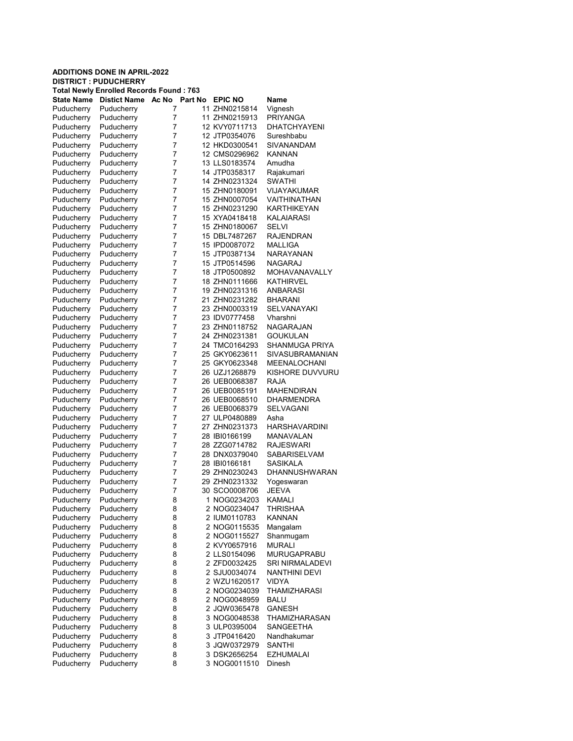**ADDITIONS DONE IN APRIL-2022**
**DISTRICT : PUDUCHERRY**
**Total Newly Enrolled Records Found : 763**

| State Name | Distict Name | Ac No | Part No | EPIC NO | Name |
|---|---|---|---|---|---|
| Puducherry | Puducherry | 7 | 11 | ZHN0215814 | Vignesh |
| Puducherry | Puducherry | 7 | 11 | ZHN0215913 | PRIYANGA |
| Puducherry | Puducherry | 7 | 12 | KVY0711713 | DHATCHYAYENI |
| Puducherry | Puducherry | 7 | 12 | JTP0354076 | Sureshbabu |
| Puducherry | Puducherry | 7 | 12 | HKD0300541 | SIVANANDAM |
| Puducherry | Puducherry | 7 | 12 | CMS0296962 | KANNAN |
| Puducherry | Puducherry | 7 | 13 | LLS0183574 | Amudha |
| Puducherry | Puducherry | 7 | 14 | JTP0358317 | Rajakumari |
| Puducherry | Puducherry | 7 | 14 | ZHN0231324 | SWATHI |
| Puducherry | Puducherry | 7 | 15 | ZHN0180091 | VIJAYAKUMAR |
| Puducherry | Puducherry | 7 | 15 | ZHN0007054 | VAITHINATHAN |
| Puducherry | Puducherry | 7 | 15 | ZHN0231290 | KARTHIKEYAN |
| Puducherry | Puducherry | 7 | 15 | XYA0418418 | KALAIARASI |
| Puducherry | Puducherry | 7 | 15 | ZHN0180067 | SELVI |
| Puducherry | Puducherry | 7 | 15 | DBL7487267 | RAJENDRAN |
| Puducherry | Puducherry | 7 | 15 | IPD0087072 | MALLIGA |
| Puducherry | Puducherry | 7 | 15 | JTP0387134 | NARAYANAN |
| Puducherry | Puducherry | 7 | 15 | JTP0514596 | NAGARAJ |
| Puducherry | Puducherry | 7 | 18 | JTP0500892 | MOHAVANAVALLY |
| Puducherry | Puducherry | 7 | 18 | ZHN0111666 | KATHIRVEL |
| Puducherry | Puducherry | 7 | 19 | ZHN0231316 | ANBARASI |
| Puducherry | Puducherry | 7 | 21 | ZHN0231282 | BHARANI |
| Puducherry | Puducherry | 7 | 23 | ZHN0003319 | SELVANAYAKI |
| Puducherry | Puducherry | 7 | 23 | IDV0777458 | Vharshni |
| Puducherry | Puducherry | 7 | 23 | ZHN0118752 | NAGARAJAN |
| Puducherry | Puducherry | 7 | 24 | ZHN0231381 | GOUKULAN |
| Puducherry | Puducherry | 7 | 24 | TMC0164293 | SHANMUGA PRIYA |
| Puducherry | Puducherry | 7 | 25 | GKY0623611 | SIVASUBRAMANIAN |
| Puducherry | Puducherry | 7 | 25 | GKY0623348 | MEENALOCHANI |
| Puducherry | Puducherry | 7 | 26 | UZJ1268879 | KISHORE DUVVURU |
| Puducherry | Puducherry | 7 | 26 | UEB0068387 | RAJA |
| Puducherry | Puducherry | 7 | 26 | UEB0085191 | MAHENDIRAN |
| Puducherry | Puducherry | 7 | 26 | UEB0068510 | DHARMENDRA |
| Puducherry | Puducherry | 7 | 26 | UEB0068379 | SELVAGANI |
| Puducherry | Puducherry | 7 | 27 | ULP0480889 | Asha |
| Puducherry | Puducherry | 7 | 27 | ZHN0231373 | HARSHAVARDINI |
| Puducherry | Puducherry | 7 | 28 | IBI0166199 | MANAVALAN |
| Puducherry | Puducherry | 7 | 28 | ZZG0714782 | RAJESWARI |
| Puducherry | Puducherry | 7 | 28 | DNX0379040 | SABARISELVAM |
| Puducherry | Puducherry | 7 | 28 | IBI0166181 | SASIKALA |
| Puducherry | Puducherry | 7 | 29 | ZHN0230243 | DHANNUSHWARAN |
| Puducherry | Puducherry | 7 | 29 | ZHN0231332 | Yogeswaran |
| Puducherry | Puducherry | 7 | 30 | SCO0008706 | JEEVA |
| Puducherry | Puducherry | 8 | 1 | NOG0234203 | KAMALI |
| Puducherry | Puducherry | 8 | 2 | NOG0234047 | THRISHAA |
| Puducherry | Puducherry | 8 | 2 | IUM0110783 | KANNAN |
| Puducherry | Puducherry | 8 | 2 | NOG0115535 | Mangalam |
| Puducherry | Puducherry | 8 | 2 | NOG0115527 | Shanmugam |
| Puducherry | Puducherry | 8 | 2 | KVY0657916 | MURALI |
| Puducherry | Puducherry | 8 | 2 | LLS0154096 | MURUGAPRABU |
| Puducherry | Puducherry | 8 | 2 | ZFD0032425 | SRI NIRMALADEVI |
| Puducherry | Puducherry | 8 | 2 | SJU0034074 | NANTHINI DEVI |
| Puducherry | Puducherry | 8 | 2 | WZU1620517 | VIDYA |
| Puducherry | Puducherry | 8 | 2 | NOG0234039 | THAMIZHARASI |
| Puducherry | Puducherry | 8 | 2 | NOG0048959 | BALU |
| Puducherry | Puducherry | 8 | 2 | JQW0365478 | GANESH |
| Puducherry | Puducherry | 8 | 3 | NOG0048538 | THAMIZHARASAN |
| Puducherry | Puducherry | 8 | 3 | ULP0395004 | SANGEETHA |
| Puducherry | Puducherry | 8 | 3 | JTP0416420 | Nandhakumar |
| Puducherry | Puducherry | 8 | 3 | JQW0372979 | SANTHI |
| Puducherry | Puducherry | 8 | 3 | DSK2656254 | EZHUMALAI |
| Puducherry | Puducherry | 8 | 3 | NOG0011510 | Dinesh |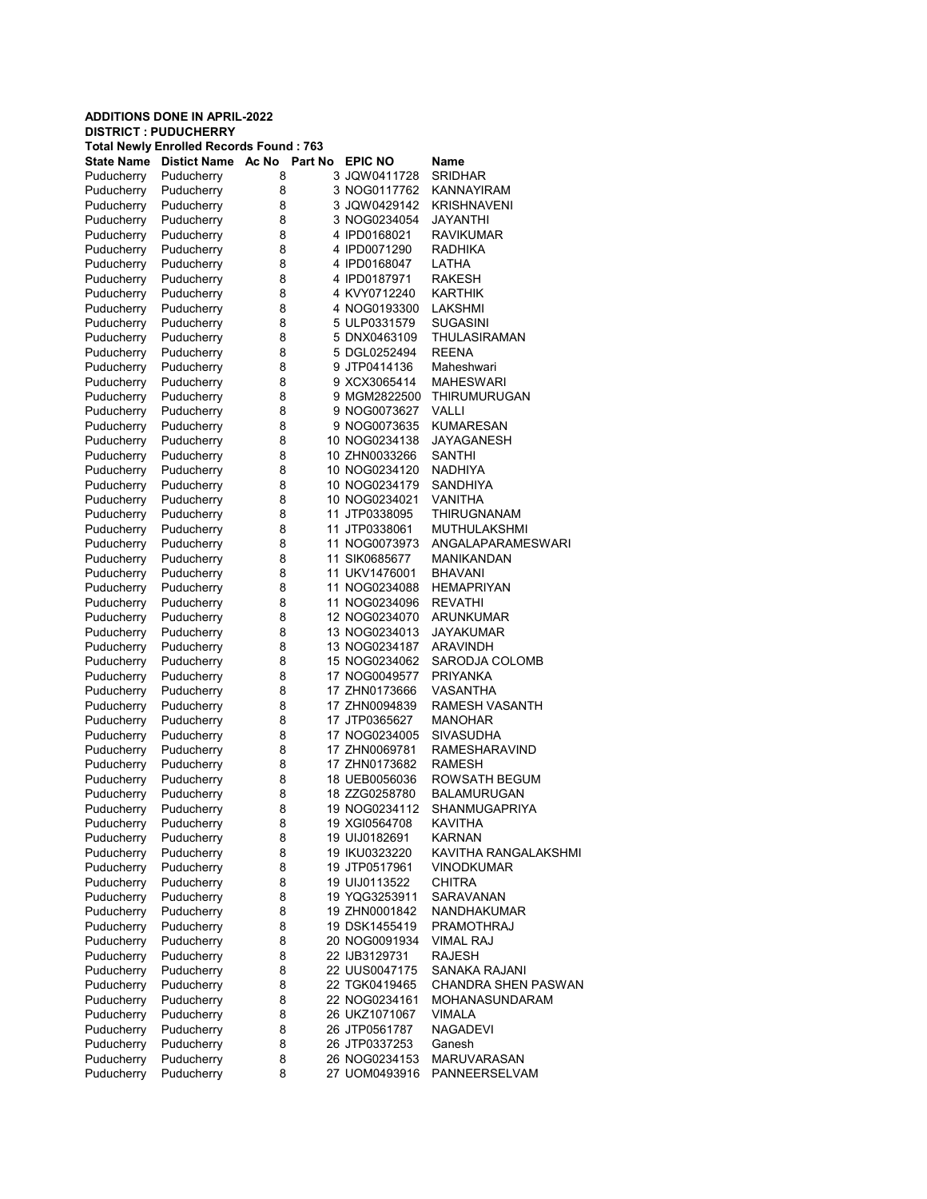**ADDITIONS DONE IN APRIL-2022**

**DISTRICT : PUDUCHERRY**

**Total Newly Enrolled Records Found : 763**

| State Name | Distict Name | Ac No | Part No | EPIC NO | Name |
|---|---|---|---|---|---|
| Puducherry | Puducherry | 8 | 3 | JQW0411728 | SRIDHAR |
| Puducherry | Puducherry | 8 | 3 | NOG0117762 | KANNAYIRAM |
| Puducherry | Puducherry | 8 | 3 | JQW0429142 | KRISHNAVENI |
| Puducherry | Puducherry | 8 | 3 | NOG0234054 | JAYANTHI |
| Puducherry | Puducherry | 8 | 4 | IPD0168021 | RAVIKUMAR |
| Puducherry | Puducherry | 8 | 4 | IPD0071290 | RADHIKA |
| Puducherry | Puducherry | 8 | 4 | IPD0168047 | LATHA |
| Puducherry | Puducherry | 8 | 4 | IPD0187971 | RAKESH |
| Puducherry | Puducherry | 8 | 4 | KVY0712240 | KARTHIK |
| Puducherry | Puducherry | 8 | 4 | NOG0193300 | LAKSHMI |
| Puducherry | Puducherry | 8 | 5 | ULP0331579 | SUGASINI |
| Puducherry | Puducherry | 8 | 5 | DNX0463109 | THULASIRAMAN |
| Puducherry | Puducherry | 8 | 5 | DGL0252494 | REENA |
| Puducherry | Puducherry | 8 | 9 | JTP0414136 | Maheshwari |
| Puducherry | Puducherry | 8 | 9 | XCX3065414 | MAHESWARI |
| Puducherry | Puducherry | 8 | 9 | MGM2822500 | THIRUMURUGAN |
| Puducherry | Puducherry | 8 | 9 | NOG0073627 | VALLI |
| Puducherry | Puducherry | 8 | 9 | NOG0073635 | KUMARESAN |
| Puducherry | Puducherry | 8 | 10 | NOG0234138 | JAYAGANESH |
| Puducherry | Puducherry | 8 | 10 | ZHN0033266 | SANTHI |
| Puducherry | Puducherry | 8 | 10 | NOG0234120 | NADHIYA |
| Puducherry | Puducherry | 8 | 10 | NOG0234179 | SANDHIYA |
| Puducherry | Puducherry | 8 | 10 | NOG0234021 | VANITHA |
| Puducherry | Puducherry | 8 | 11 | JTP0338095 | THIRUGNANAM |
| Puducherry | Puducherry | 8 | 11 | JTP0338061 | MUTHULAKSHMI |
| Puducherry | Puducherry | 8 | 11 | NOG0073973 | ANGALAPARAMESWARI |
| Puducherry | Puducherry | 8 | 11 | SIK0685677 | MANIKANDAN |
| Puducherry | Puducherry | 8 | 11 | UKV1476001 | BHAVANI |
| Puducherry | Puducherry | 8 | 11 | NOG0234088 | HEMAPRIYAN |
| Puducherry | Puducherry | 8 | 11 | NOG0234096 | REVATHI |
| Puducherry | Puducherry | 8 | 12 | NOG0234070 | ARUNKUMAR |
| Puducherry | Puducherry | 8 | 13 | NOG0234013 | JAYAKUMAR |
| Puducherry | Puducherry | 8 | 13 | NOG0234187 | ARAVINDH |
| Puducherry | Puducherry | 8 | 15 | NOG0234062 | SARODJA COLOMB |
| Puducherry | Puducherry | 8 | 17 | NOG0049577 | PRIYANKA |
| Puducherry | Puducherry | 8 | 17 | ZHN0173666 | VASANTHA |
| Puducherry | Puducherry | 8 | 17 | ZHN0094839 | RAMESH VASANTH |
| Puducherry | Puducherry | 8 | 17 | JTP0365627 | MANOHAR |
| Puducherry | Puducherry | 8 | 17 | NOG0234005 | SIVASUDHA |
| Puducherry | Puducherry | 8 | 17 | ZHN0069781 | RAMESHARAVIND |
| Puducherry | Puducherry | 8 | 17 | ZHN0173682 | RAMESH |
| Puducherry | Puducherry | 8 | 18 | UEB0056036 | ROWSATH BEGUM |
| Puducherry | Puducherry | 8 | 18 | ZZG0258780 | BALAMURUGAN |
| Puducherry | Puducherry | 8 | 19 | NOG0234112 | SHANMUGAPRIYA |
| Puducherry | Puducherry | 8 | 19 | XGI0564708 | KAVITHA |
| Puducherry | Puducherry | 8 | 19 | UIJ0182691 | KARNAN |
| Puducherry | Puducherry | 8 | 19 | IKU0323220 | KAVITHA RANGALAKSHMI |
| Puducherry | Puducherry | 8 | 19 | JTP0517961 | VINODKUMAR |
| Puducherry | Puducherry | 8 | 19 | UIJ0113522 | CHITRA |
| Puducherry | Puducherry | 8 | 19 | YQG3253911 | SARAVANAN |
| Puducherry | Puducherry | 8 | 19 | ZHN0001842 | NANDHAKUMAR |
| Puducherry | Puducherry | 8 | 19 | DSK1455419 | PRAMOTHRAJ |
| Puducherry | Puducherry | 8 | 20 | NOG0091934 | VIMAL RAJ |
| Puducherry | Puducherry | 8 | 22 | IJB3129731 | RAJESH |
| Puducherry | Puducherry | 8 | 22 | UUS0047175 | SANAKA RAJANI |
| Puducherry | Puducherry | 8 | 22 | TGK0419465 | CHANDRA SHEN PASWAN |
| Puducherry | Puducherry | 8 | 22 | NOG0234161 | MOHANASUNDARAM |
| Puducherry | Puducherry | 8 | 26 | UKZ1071067 | VIMALA |
| Puducherry | Puducherry | 8 | 26 | JTP0561787 | NAGADEVI |
| Puducherry | Puducherry | 8 | 26 | JTP0337253 | Ganesh |
| Puducherry | Puducherry | 8 | 26 | NOG0234153 | MARUVARASAN |
| Puducherry | Puducherry | 8 | 27 | UOM0493916 | PANNEERSELVAM |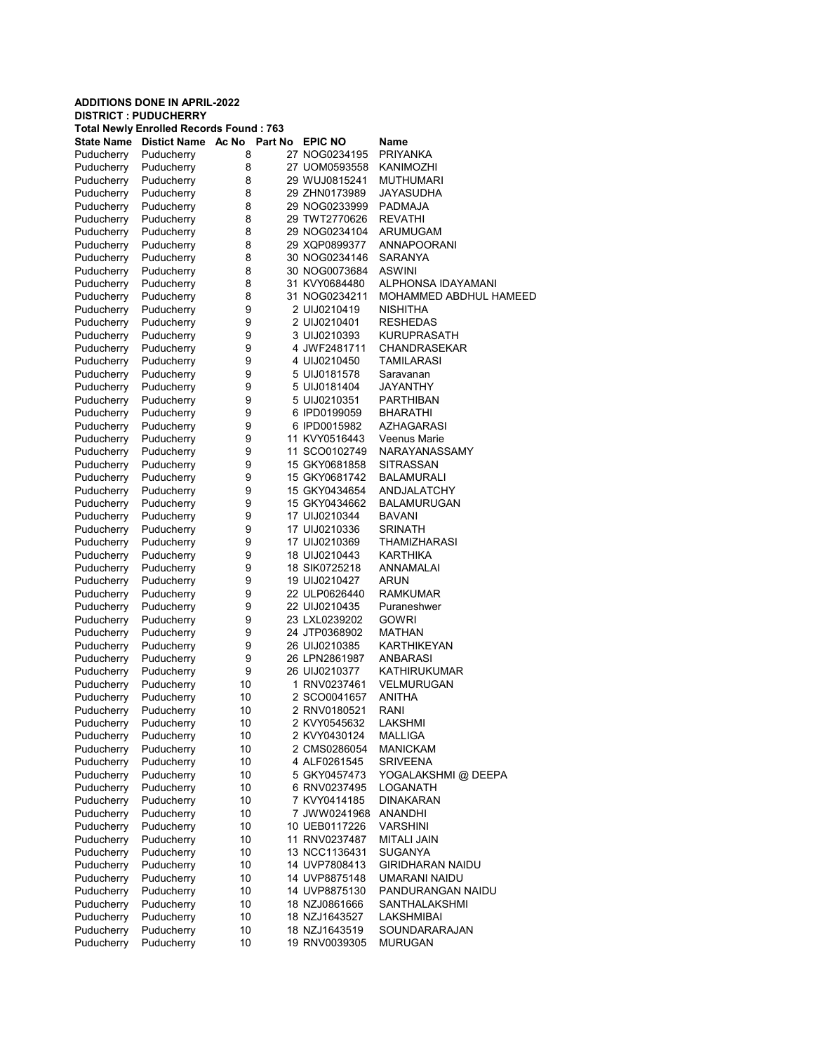**ADDITIONS DONE IN APRIL-2022**
**DISTRICT : PUDUCHERRY**
**Total Newly Enrolled Records Found : 763**

| State Name | Distict Name | Ac No | Part No | EPIC NO | Name |
|---|---|---|---|---|---|
| Puducherry | Puducherry | 8 | 27 | NOG0234195 | PRIYANKA |
| Puducherry | Puducherry | 8 | 27 | UOM0593558 | KANIMOZHI |
| Puducherry | Puducherry | 8 | 29 | WUJ0815241 | MUTHUMARI |
| Puducherry | Puducherry | 8 | 29 | ZHN0173989 | JAYASUDHA |
| Puducherry | Puducherry | 8 | 29 | NOG0233999 | PADMAJA |
| Puducherry | Puducherry | 8 | 29 | TWT2770626 | REVATHI |
| Puducherry | Puducherry | 8 | 29 | NOG0234104 | ARUMUGAM |
| Puducherry | Puducherry | 8 | 29 | XQP0899377 | ANNAPOORANI |
| Puducherry | Puducherry | 8 | 30 | NOG0234146 | SARANYA |
| Puducherry | Puducherry | 8 | 30 | NOG0073684 | ASWINI |
| Puducherry | Puducherry | 8 | 31 | KVY0684480 | ALPHONSA IDAYAMANI |
| Puducherry | Puducherry | 8 | 31 | NOG0234211 | MOHAMMED ABDHUL HAMEED |
| Puducherry | Puducherry | 9 | 2 | UIJ0210419 | NISHITHA |
| Puducherry | Puducherry | 9 | 2 | UIJ0210401 | RESHEDAS |
| Puducherry | Puducherry | 9 | 3 | UIJ0210393 | KURUPRASATH |
| Puducherry | Puducherry | 9 | 4 | JWF2481711 | CHANDRASEKAR |
| Puducherry | Puducherry | 9 | 4 | UIJ0210450 | TAMILARASI |
| Puducherry | Puducherry | 9 | 5 | UIJ0181578 | Saravanan |
| Puducherry | Puducherry | 9 | 5 | UIJ0181404 | JAYANTHY |
| Puducherry | Puducherry | 9 | 5 | UIJ0210351 | PARTHIBAN |
| Puducherry | Puducherry | 9 | 6 | IPD0199059 | BHARATHI |
| Puducherry | Puducherry | 9 | 6 | IPD0015982 | AZHAGARASI |
| Puducherry | Puducherry | 9 | 11 | KVY0516443 | Veenus Marie |
| Puducherry | Puducherry | 9 | 11 | SCO0102749 | NARAYANASSAMY |
| Puducherry | Puducherry | 9 | 15 | GKY0681858 | SITRASSAN |
| Puducherry | Puducherry | 9 | 15 | GKY0681742 | BALAMURALI |
| Puducherry | Puducherry | 9 | 15 | GKY0434654 | ANDJALATCHY |
| Puducherry | Puducherry | 9 | 15 | GKY0434662 | BALAMURUGAN |
| Puducherry | Puducherry | 9 | 17 | UIJ0210344 | BAVANI |
| Puducherry | Puducherry | 9 | 17 | UIJ0210336 | SRINATH |
| Puducherry | Puducherry | 9 | 17 | UIJ0210369 | THAMIZHARASI |
| Puducherry | Puducherry | 9 | 18 | UIJ0210443 | KARTHIKA |
| Puducherry | Puducherry | 9 | 18 | SIK0725218 | ANNAMALAI |
| Puducherry | Puducherry | 9 | 19 | UIJ0210427 | ARUN |
| Puducherry | Puducherry | 9 | 22 | ULP0626440 | RAMKUMAR |
| Puducherry | Puducherry | 9 | 22 | UIJ0210435 | Puraneshwer |
| Puducherry | Puducherry | 9 | 23 | LXL0239202 | GOWRI |
| Puducherry | Puducherry | 9 | 24 | JTP0368902 | MATHAN |
| Puducherry | Puducherry | 9 | 26 | UIJ0210385 | KARTHIKEYAN |
| Puducherry | Puducherry | 9 | 26 | LPN2861987 | ANBARASI |
| Puducherry | Puducherry | 9 | 26 | UIJ0210377 | KATHIRUKUMAR |
| Puducherry | Puducherry | 10 | 1 | RNV0237461 | VELMURUGAN |
| Puducherry | Puducherry | 10 | 2 | SCO0041657 | ANITHA |
| Puducherry | Puducherry | 10 | 2 | RNV0180521 | RANI |
| Puducherry | Puducherry | 10 | 2 | KVY0545632 | LAKSHMI |
| Puducherry | Puducherry | 10 | 2 | KVY0430124 | MALLIGA |
| Puducherry | Puducherry | 10 | 2 | CMS0286054 | MANICKAM |
| Puducherry | Puducherry | 10 | 4 | ALF0261545 | SRIVEENA |
| Puducherry | Puducherry | 10 | 5 | GKY0457473 | YOGALAKSHMI @ DEEPA |
| Puducherry | Puducherry | 10 | 6 | RNV0237495 | LOGANATH |
| Puducherry | Puducherry | 10 | 7 | KVY0414185 | DINAKARAN |
| Puducherry | Puducherry | 10 | 7 | JWW0241968 | ANANDHI |
| Puducherry | Puducherry | 10 | 10 | UEB0117226 | VARSHINI |
| Puducherry | Puducherry | 10 | 11 | RNV0237487 | MITALI JAIN |
| Puducherry | Puducherry | 10 | 13 | NCC1136431 | SUGANYA |
| Puducherry | Puducherry | 10 | 14 | UVP7808413 | GIRIDHARAN NAIDU |
| Puducherry | Puducherry | 10 | 14 | UVP8875148 | UMARANI NAIDU |
| Puducherry | Puducherry | 10 | 14 | UVP8875130 | PANDURANGAN NAIDU |
| Puducherry | Puducherry | 10 | 18 | NZJ0861666 | SANTHALAKSHMI |
| Puducherry | Puducherry | 10 | 18 | NZJ1643527 | LAKSHMIBAI |
| Puducherry | Puducherry | 10 | 18 | NZJ1643519 | SOUNDARARAJAN |
| Puducherry | Puducherry | 10 | 19 | RNV0039305 | MURUGAN |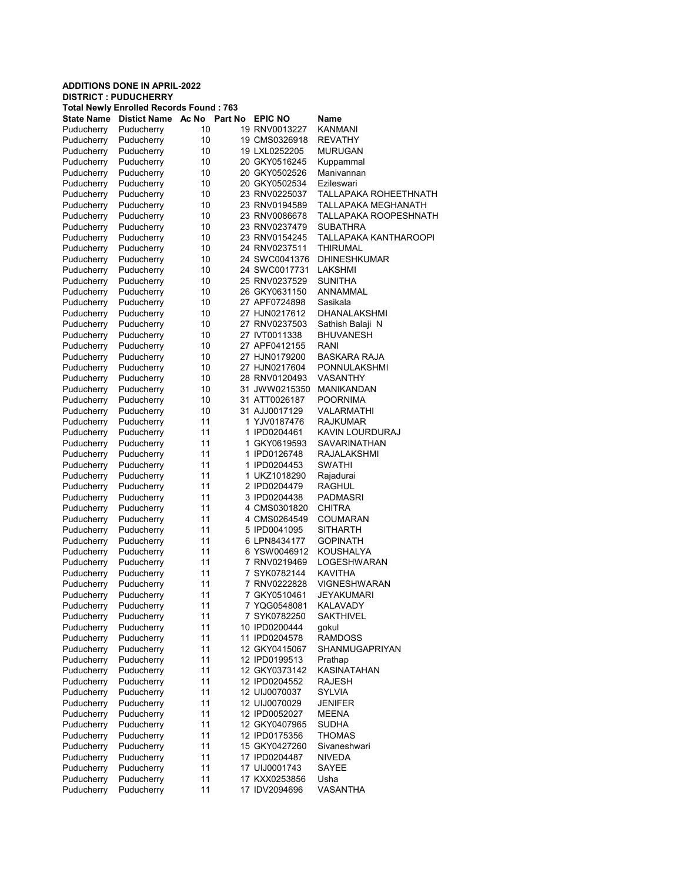**ADDITIONS DONE IN APRIL-2022**
**DISTRICT : PUDUCHERRY**
**Total Newly Enrolled Records Found : 763**

| State Name | Distict Name | Ac No | Part No | EPIC NO | Name |
|---|---|---|---|---|---|
| Puducherry | Puducherry | 10 | 19 | RNV0013227 | KANMANI |
| Puducherry | Puducherry | 10 | 19 | CMS0326918 | REVATHY |
| Puducherry | Puducherry | 10 | 19 | LXL0252205 | MURUGAN |
| Puducherry | Puducherry | 10 | 20 | GKY0516245 | Kuppammal |
| Puducherry | Puducherry | 10 | 20 | GKY0502526 | Manivannan |
| Puducherry | Puducherry | 10 | 20 | GKY0502534 | Ezileswari |
| Puducherry | Puducherry | 10 | 23 | RNV0225037 | TALLAPAKA ROHEETHNATH |
| Puducherry | Puducherry | 10 | 23 | RNV0194589 | TALLAPAKA MEGHANATH |
| Puducherry | Puducherry | 10 | 23 | RNV0086678 | TALLAPAKA ROOPESHNATH |
| Puducherry | Puducherry | 10 | 23 | RNV0237479 | SUBATHRA |
| Puducherry | Puducherry | 10 | 23 | RNV0154245 | TALLAPAKA KANTHAROOPI |
| Puducherry | Puducherry | 10 | 24 | RNV0237511 | THIRUMAL |
| Puducherry | Puducherry | 10 | 24 | SWC0041376 | DHINESHKUMAR |
| Puducherry | Puducherry | 10 | 24 | SWC0017731 | LAKSHMI |
| Puducherry | Puducherry | 10 | 25 | RNV0237529 | SUNITHA |
| Puducherry | Puducherry | 10 | 26 | GKY0631150 | ANNAMMAL |
| Puducherry | Puducherry | 10 | 27 | APF0724898 | Sasikala |
| Puducherry | Puducherry | 10 | 27 | HJN0217612 | DHANALAKSHMI |
| Puducherry | Puducherry | 10 | 27 | RNV0237503 | Sathish Balaji N |
| Puducherry | Puducherry | 10 | 27 | IVT0011338 | BHUVANESH |
| Puducherry | Puducherry | 10 | 27 | APF0412155 | RANI |
| Puducherry | Puducherry | 10 | 27 | HJN0179200 | BASKARA RAJA |
| Puducherry | Puducherry | 10 | 27 | HJN0217604 | PONNULAKSHMI |
| Puducherry | Puducherry | 10 | 28 | RNV0120493 | VASANTHY |
| Puducherry | Puducherry | 10 | 31 | JWW0215350 | MANIKANDAN |
| Puducherry | Puducherry | 10 | 31 | ATT0026187 | POORNIMA |
| Puducherry | Puducherry | 10 | 31 | AJJ0017129 | VALARMATHI |
| Puducherry | Puducherry | 11 | 1 | YJV0187476 | RAJKUMAR |
| Puducherry | Puducherry | 11 | 1 | IPD0204461 | KAVIN LOURDURAJ |
| Puducherry | Puducherry | 11 | 1 | GKY0619593 | SAVARINATHAN |
| Puducherry | Puducherry | 11 | 1 | IPD0126748 | RAJALAKSHMI |
| Puducherry | Puducherry | 11 | 1 | IPD0204453 | SWATHI |
| Puducherry | Puducherry | 11 | 1 | UKZ1018290 | Rajadurai |
| Puducherry | Puducherry | 11 | 2 | IPD0204479 | RAGHUL |
| Puducherry | Puducherry | 11 | 3 | IPD0204438 | PADMASRI |
| Puducherry | Puducherry | 11 | 4 | CMS0301820 | CHITRA |
| Puducherry | Puducherry | 11 | 4 | CMS0264549 | COUMARAN |
| Puducherry | Puducherry | 11 | 5 | IPD0041095 | SITHARTH |
| Puducherry | Puducherry | 11 | 6 | LPN8434177 | GOPINATH |
| Puducherry | Puducherry | 11 | 6 | YSW0046912 | KOUSHALYA |
| Puducherry | Puducherry | 11 | 7 | RNV0219469 | LOGESHWARAN |
| Puducherry | Puducherry | 11 | 7 | SYK0782144 | KAVITHA |
| Puducherry | Puducherry | 11 | 7 | RNV0222828 | VIGNESHWARAN |
| Puducherry | Puducherry | 11 | 7 | GKY0510461 | JEYAKUMARI |
| Puducherry | Puducherry | 11 | 7 | YQG0548081 | KALAVADY |
| Puducherry | Puducherry | 11 | 7 | SYK0782250 | SAKTHIVEL |
| Puducherry | Puducherry | 11 | 10 | IPD0200444 | gokul |
| Puducherry | Puducherry | 11 | 11 | IPD0204578 | RAMDOSS |
| Puducherry | Puducherry | 11 | 12 | GKY0415067 | SHANMUGAPRIYAN |
| Puducherry | Puducherry | 11 | 12 | IPD0199513 | Prathap |
| Puducherry | Puducherry | 11 | 12 | GKY0373142 | KASINATAHAN |
| Puducherry | Puducherry | 11 | 12 | IPD0204552 | RAJESH |
| Puducherry | Puducherry | 11 | 12 | UIJ0070037 | SYLVIA |
| Puducherry | Puducherry | 11 | 12 | UIJ0070029 | JENIFER |
| Puducherry | Puducherry | 11 | 12 | IPD0052027 | MEENA |
| Puducherry | Puducherry | 11 | 12 | GKY0407965 | SUDHA |
| Puducherry | Puducherry | 11 | 12 | IPD0175356 | THOMAS |
| Puducherry | Puducherry | 11 | 15 | GKY0427260 | Sivaneshwari |
| Puducherry | Puducherry | 11 | 17 | IPD0204487 | NIVEDA |
| Puducherry | Puducherry | 11 | 17 | UIJ0001743 | SAYEE |
| Puducherry | Puducherry | 11 | 17 | KXX0253856 | Usha |
| Puducherry | Puducherry | 11 | 17 | IDV2094696 | VASANTHA |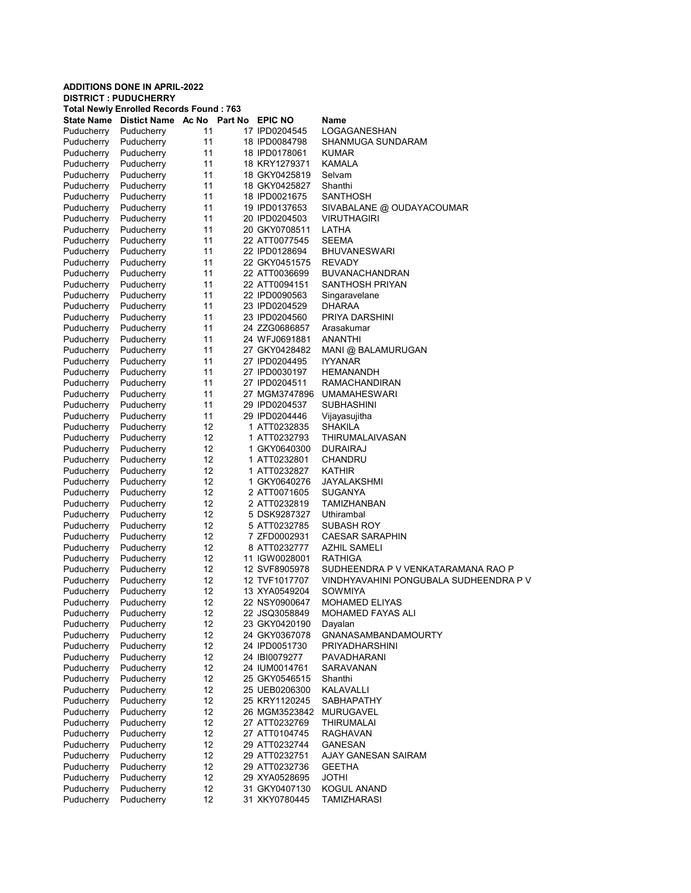**ADDITIONS DONE IN APRIL-2022**
**DISTRICT : PUDUCHERRY**
**Total Newly Enrolled Records Found : 763**

| State Name | Distict Name | Ac No | Part No | EPIC NO | Name |
|---|---|---|---|---|---|
| Puducherry | Puducherry | 11 | 17 | IPD0204545 | LOGAGANESHAN |
| Puducherry | Puducherry | 11 | 18 | IPD0084798 | SHANMUGA SUNDARAM |
| Puducherry | Puducherry | 11 | 18 | IPD0178061 | KUMAR |
| Puducherry | Puducherry | 11 | 18 | KRY1279371 | KAMALA |
| Puducherry | Puducherry | 11 | 18 | GKY0425819 | Selvam |
| Puducherry | Puducherry | 11 | 18 | GKY0425827 | Shanthi |
| Puducherry | Puducherry | 11 | 18 | IPD0021675 | SANTHOSH |
| Puducherry | Puducherry | 11 | 19 | IPD0137653 | SIVABALANE @ OUDAYACOUMAR |
| Puducherry | Puducherry | 11 | 20 | IPD0204503 | VIRUTHAGIRI |
| Puducherry | Puducherry | 11 | 20 | GKY0708511 | LATHA |
| Puducherry | Puducherry | 11 | 22 | ATT0077545 | SEEMA |
| Puducherry | Puducherry | 11 | 22 | IPD0128694 | BHUVANESWARI |
| Puducherry | Puducherry | 11 | 22 | GKY0451575 | REVADY |
| Puducherry | Puducherry | 11 | 22 | ATT0036699 | BUVANACHANDRAN |
| Puducherry | Puducherry | 11 | 22 | ATT0094151 | SANTHOSH PRIYAN |
| Puducherry | Puducherry | 11 | 22 | IPD0090563 | Singaravelane |
| Puducherry | Puducherry | 11 | 23 | IPD0204529 | DHARAA |
| Puducherry | Puducherry | 11 | 23 | IPD0204560 | PRIYA DARSHINI |
| Puducherry | Puducherry | 11 | 24 | ZZG0686857 | Arasakumar |
| Puducherry | Puducherry | 11 | 24 | WFJ0691881 | ANANTHI |
| Puducherry | Puducherry | 11 | 27 | GKY0428482 | MANI @ BALAMURUGAN |
| Puducherry | Puducherry | 11 | 27 | IPD0204495 | IYYANAR |
| Puducherry | Puducherry | 11 | 27 | IPD0030197 | HEMANANDH |
| Puducherry | Puducherry | 11 | 27 | IPD0204511 | RAMACHANDIRAN |
| Puducherry | Puducherry | 11 | 27 | MGM3747896 | UMAMAHESWARI |
| Puducherry | Puducherry | 11 | 29 | IPD0204537 | SUBHASHINI |
| Puducherry | Puducherry | 11 | 29 | IPD0204446 | Vijayasujitha |
| Puducherry | Puducherry | 12 | 1 | ATT0232835 | SHAKILA |
| Puducherry | Puducherry | 12 | 1 | ATT0232793 | THIRUMALAIVASAN |
| Puducherry | Puducherry | 12 | 1 | GKY0640300 | DURAIRAJ |
| Puducherry | Puducherry | 12 | 1 | ATT0232801 | CHANDRU |
| Puducherry | Puducherry | 12 | 1 | ATT0232827 | KATHIR |
| Puducherry | Puducherry | 12 | 1 | GKY0640276 | JAYALAKSHMI |
| Puducherry | Puducherry | 12 | 2 | ATT0071605 | SUGANYA |
| Puducherry | Puducherry | 12 | 2 | ATT0232819 | TAMIZHANBAN |
| Puducherry | Puducherry | 12 | 5 | DSK9287327 | Uthirambal |
| Puducherry | Puducherry | 12 | 5 | ATT0232785 | SUBASH ROY |
| Puducherry | Puducherry | 12 | 7 | ZFD0002931 | CAESAR SARAPHIN |
| Puducherry | Puducherry | 12 | 8 | ATT0232777 | AZHIL SAMELI |
| Puducherry | Puducherry | 12 | 11 | IGW0028001 | RATHIGA |
| Puducherry | Puducherry | 12 | 12 | SVF8905978 | SUDHEENDRA P V VENKATARAMANA RAO P |
| Puducherry | Puducherry | 12 | 12 | TVF1017707 | VINDHYAVAHINI PONGUBALA SUDHEENDRA P V |
| Puducherry | Puducherry | 12 | 13 | XYA0549204 | SOWMIYA |
| Puducherry | Puducherry | 12 | 22 | NSY0900647 | MOHAMED ELIYAS |
| Puducherry | Puducherry | 12 | 22 | JSQ3058849 | MOHAMED FAYAS ALI |
| Puducherry | Puducherry | 12 | 23 | GKY0420190 | Dayalan |
| Puducherry | Puducherry | 12 | 24 | GKY0367078 | GNANASAMBANDAMOURTY |
| Puducherry | Puducherry | 12 | 24 | IPD0051730 | PRIYADHARSHINI |
| Puducherry | Puducherry | 12 | 24 | IBI0079277 | PAVADHARANI |
| Puducherry | Puducherry | 12 | 24 | IUM0014761 | SARAVANAN |
| Puducherry | Puducherry | 12 | 25 | GKY0546515 | Shanthi |
| Puducherry | Puducherry | 12 | 25 | UEB0206300 | KALAVALLI |
| Puducherry | Puducherry | 12 | 25 | KRY1120245 | SABHAPATHY |
| Puducherry | Puducherry | 12 | 26 | MGM3523842 | MURUGAVEL |
| Puducherry | Puducherry | 12 | 27 | ATT0232769 | THIRUMALAI |
| Puducherry | Puducherry | 12 | 27 | ATT0104745 | RAGHAVAN |
| Puducherry | Puducherry | 12 | 29 | ATT0232744 | GANESAN |
| Puducherry | Puducherry | 12 | 29 | ATT0232751 | AJAY GANESAN SAIRAM |
| Puducherry | Puducherry | 12 | 29 | ATT0232736 | GEETHA |
| Puducherry | Puducherry | 12 | 29 | XYA0528695 | JOTHI |
| Puducherry | Puducherry | 12 | 31 | GKY0407130 | KOGUL ANAND |
| Puducherry | Puducherry | 12 | 31 | XKY0780445 | TAMIZHARASI |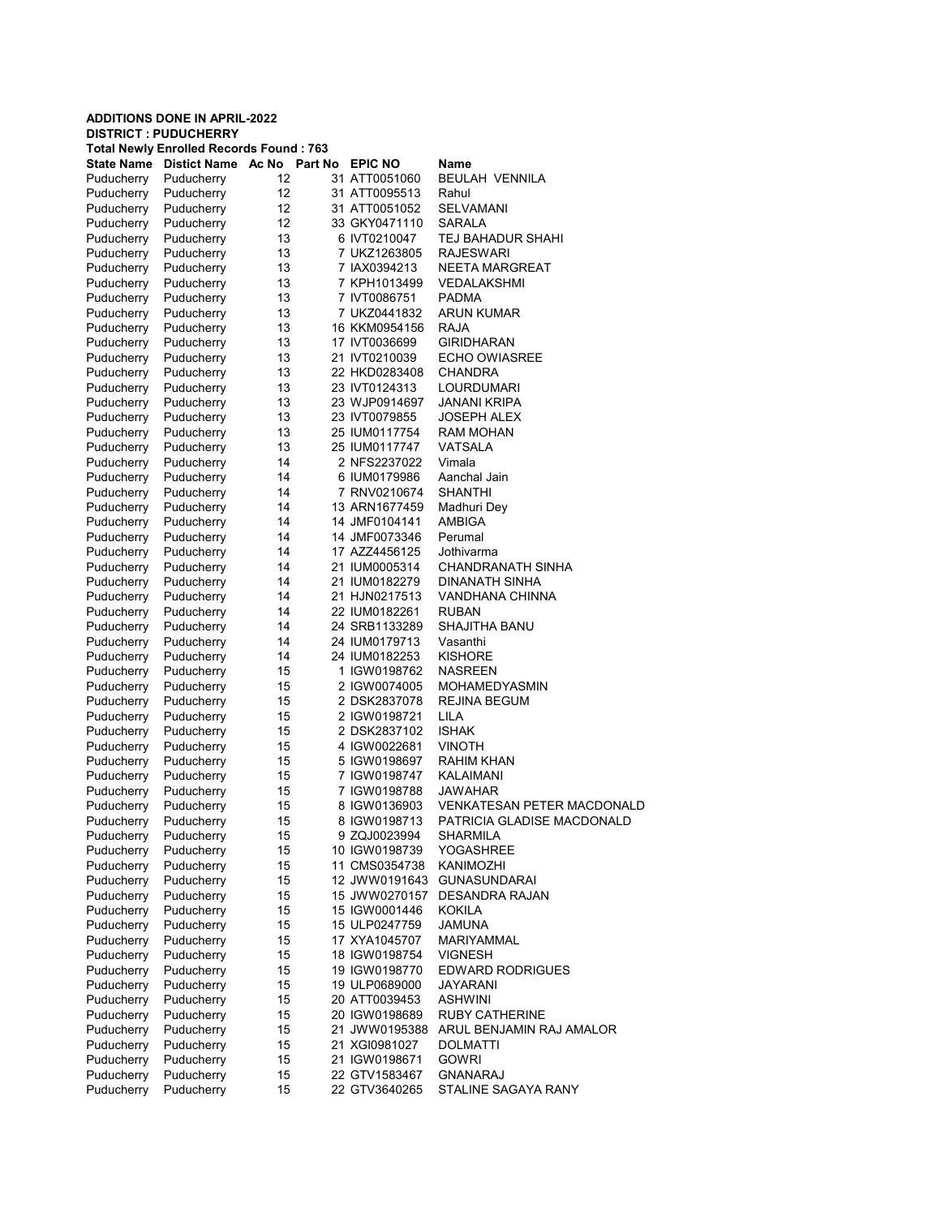**ADDITIONS DONE IN APRIL-2022**
**DISTRICT : PUDUCHERRY**
**Total Newly Enrolled Records Found : 763**

| State Name | Distict Name | Ac No | Part No | EPIC NO | Name |
|---|---|---|---|---|---|
| Puducherry | Puducherry | 12 | 31 | ATT0051060 | BEULAH VENNILA |
| Puducherry | Puducherry | 12 | 31 | ATT0095513 | Rahul |
| Puducherry | Puducherry | 12 | 31 | ATT0051052 | SELVAMANI |
| Puducherry | Puducherry | 12 | 33 | GKY0471110 | SARALA |
| Puducherry | Puducherry | 13 | 6 | IVT0210047 | TEJ BAHADUR SHAHI |
| Puducherry | Puducherry | 13 | 7 | UKZ1263805 | RAJESWARI |
| Puducherry | Puducherry | 13 | 7 | IAX0394213 | NEETA MARGREAT |
| Puducherry | Puducherry | 13 | 7 | KPH1013499 | VEDALAKSHMI |
| Puducherry | Puducherry | 13 | 7 | IVT0086751 | PADMA |
| Puducherry | Puducherry | 13 | 7 | UKZ0441832 | ARUN KUMAR |
| Puducherry | Puducherry | 13 | 16 | KKM0954156 | RAJA |
| Puducherry | Puducherry | 13 | 17 | IVT0036699 | GIRIDHARAN |
| Puducherry | Puducherry | 13 | 21 | IVT0210039 | ECHO OWIASREE |
| Puducherry | Puducherry | 13 | 22 | HKD0283408 | CHANDRA |
| Puducherry | Puducherry | 13 | 23 | IVT0124313 | LOURDUMARI |
| Puducherry | Puducherry | 13 | 23 | WJP0914697 | JANANI KRIPA |
| Puducherry | Puducherry | 13 | 23 | IVT0079855 | JOSEPH ALEX |
| Puducherry | Puducherry | 13 | 25 | IUM0117754 | RAM MOHAN |
| Puducherry | Puducherry | 13 | 25 | IUM0117747 | VATSALA |
| Puducherry | Puducherry | 14 | 2 | NFS2237022 | Vimala |
| Puducherry | Puducherry | 14 | 6 | IUM0179986 | Aanchal Jain |
| Puducherry | Puducherry | 14 | 7 | RNV0210674 | SHANTHI |
| Puducherry | Puducherry | 14 | 13 | ARN1677459 | Madhuri Dey |
| Puducherry | Puducherry | 14 | 14 | JMF0104141 | AMBIGA |
| Puducherry | Puducherry | 14 | 14 | JMF0073346 | Perumal |
| Puducherry | Puducherry | 14 | 17 | AZZ4456125 | Jothivarma |
| Puducherry | Puducherry | 14 | 21 | IUM0005314 | CHANDRANATH SINHA |
| Puducherry | Puducherry | 14 | 21 | IUM0182279 | DINANATH SINHA |
| Puducherry | Puducherry | 14 | 21 | HJN0217513 | VANDHANA CHINNA |
| Puducherry | Puducherry | 14 | 22 | IUM0182261 | RUBAN |
| Puducherry | Puducherry | 14 | 24 | SRB1133289 | SHAJITHA BANU |
| Puducherry | Puducherry | 14 | 24 | IUM0179713 | Vasanthi |
| Puducherry | Puducherry | 14 | 24 | IUM0182253 | KISHORE |
| Puducherry | Puducherry | 15 | 1 | IGW0198762 | NASREEN |
| Puducherry | Puducherry | 15 | 2 | IGW0074005 | MOHAMEDYASMIN |
| Puducherry | Puducherry | 15 | 2 | DSK2837078 | REJINA BEGUM |
| Puducherry | Puducherry | 15 | 2 | IGW0198721 | LILA |
| Puducherry | Puducherry | 15 | 2 | DSK2837102 | ISHAK |
| Puducherry | Puducherry | 15 | 4 | IGW0022681 | VINOTH |
| Puducherry | Puducherry | 15 | 5 | IGW0198697 | RAHIM KHAN |
| Puducherry | Puducherry | 15 | 7 | IGW0198747 | KALAIMANI |
| Puducherry | Puducherry | 15 | 7 | IGW0198788 | JAWAHAR |
| Puducherry | Puducherry | 15 | 8 | IGW0136903 | VENKATESAN PETER MACDONALD |
| Puducherry | Puducherry | 15 | 8 | IGW0198713 | PATRICIA GLADISE MACDONALD |
| Puducherry | Puducherry | 15 | 9 | ZQJ0023994 | SHARMILA |
| Puducherry | Puducherry | 15 | 10 | IGW0198739 | YOGASHREE |
| Puducherry | Puducherry | 15 | 11 | CMS0354738 | KANIMOZHI |
| Puducherry | Puducherry | 15 | 12 | JWW0191643 | GUNASUNDARAI |
| Puducherry | Puducherry | 15 | 15 | JWW0270157 | DESANDRA RAJAN |
| Puducherry | Puducherry | 15 | 15 | IGW0001446 | KOKILA |
| Puducherry | Puducherry | 15 | 15 | ULP0247759 | JAMUNA |
| Puducherry | Puducherry | 15 | 17 | XYA1045707 | MARIYAMMAL |
| Puducherry | Puducherry | 15 | 18 | IGW0198754 | VIGNESH |
| Puducherry | Puducherry | 15 | 19 | IGW0198770 | EDWARD RODRIGUES |
| Puducherry | Puducherry | 15 | 19 | ULP0689000 | JAYARANI |
| Puducherry | Puducherry | 15 | 20 | ATT0039453 | ASHWINI |
| Puducherry | Puducherry | 15 | 20 | IGW0198689 | RUBY CATHERINE |
| Puducherry | Puducherry | 15 | 21 | JWW0195388 | ARUL BENJAMIN RAJ AMALOR |
| Puducherry | Puducherry | 15 | 21 | XGI0981027 | DOLMATTI |
| Puducherry | Puducherry | 15 | 21 | IGW0198671 | GOWRI |
| Puducherry | Puducherry | 15 | 22 | GTV1583467 | GNANARAJ |
| Puducherry | Puducherry | 15 | 22 | GTV3640265 | STALINE SAGAYA RANY |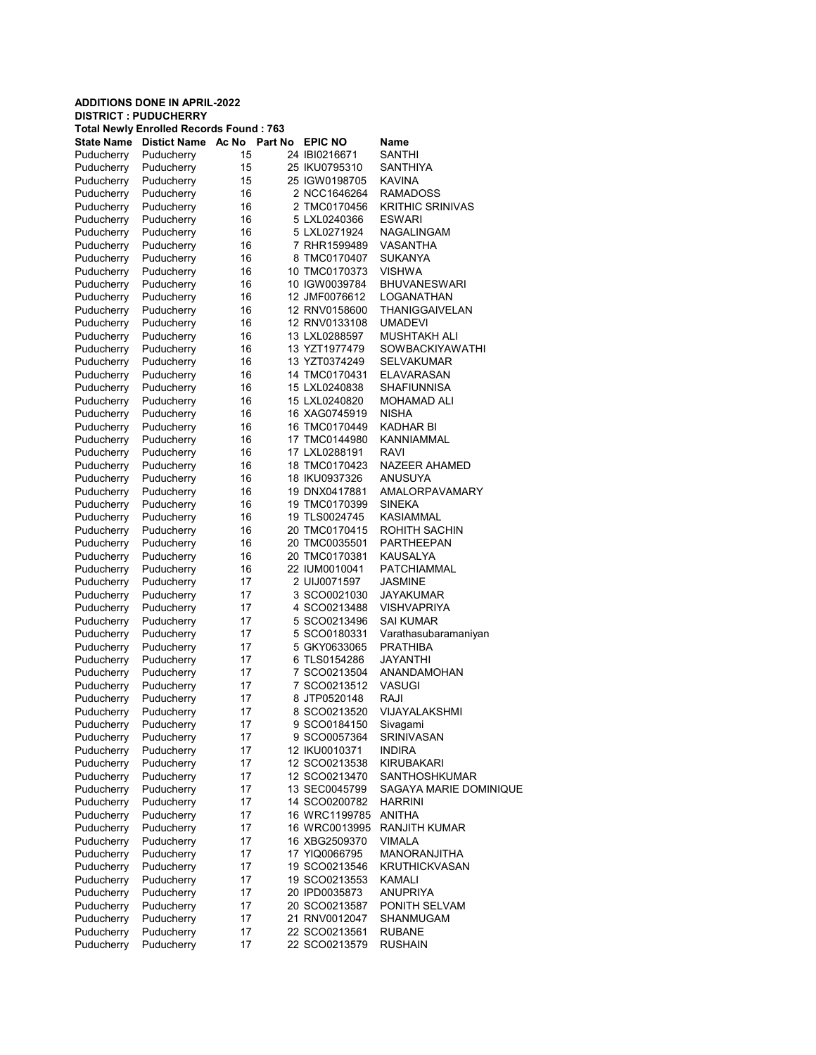**ADDITIONS DONE IN APRIL-2022**
**DISTRICT : PUDUCHERRY**
**Total Newly Enrolled Records Found : 763**

| State Name | Distict Name | Ac No | Part No | EPIC NO | Name |
|---|---|---|---|---|---|
| Puducherry | Puducherry | 15 | 24 | IBI0216671 | SANTHI |
| Puducherry | Puducherry | 15 | 25 | IKU0795310 | SANTHIYA |
| Puducherry | Puducherry | 15 | 25 | IGW0198705 | KAVINA |
| Puducherry | Puducherry | 16 | 2 | NCC1646264 | RAMADOSS |
| Puducherry | Puducherry | 16 | 2 | TMC0170456 | KRITHIC SRINIVAS |
| Puducherry | Puducherry | 16 | 5 | LXL0240366 | ESWARI |
| Puducherry | Puducherry | 16 | 5 | LXL0271924 | NAGALINGAM |
| Puducherry | Puducherry | 16 | 7 | RHR1599489 | VASANTHA |
| Puducherry | Puducherry | 16 | 8 | TMC0170407 | SUKANYA |
| Puducherry | Puducherry | 16 | 10 | TMC0170373 | VISHWA |
| Puducherry | Puducherry | 16 | 10 | IGW0039784 | BHUVANESWARI |
| Puducherry | Puducherry | 16 | 12 | JMF0076612 | LOGANATHAN |
| Puducherry | Puducherry | 16 | 12 | RNV0158600 | THANIGGAIVELAN |
| Puducherry | Puducherry | 16 | 12 | RNV0133108 | UMADEVI |
| Puducherry | Puducherry | 16 | 13 | LXL0288597 | MUSHTAKH ALI |
| Puducherry | Puducherry | 16 | 13 | YZT1977479 | SOWBACKIYAWATHI |
| Puducherry | Puducherry | 16 | 13 | YZT0374249 | SELVAKUMAR |
| Puducherry | Puducherry | 16 | 14 | TMC0170431 | ELAVARASAN |
| Puducherry | Puducherry | 16 | 15 | LXL0240838 | SHAFIUNNISA |
| Puducherry | Puducherry | 16 | 15 | LXL0240820 | MOHAMAD ALI |
| Puducherry | Puducherry | 16 | 16 | XAG0745919 | NISHA |
| Puducherry | Puducherry | 16 | 16 | TMC0170449 | KADHAR BI |
| Puducherry | Puducherry | 16 | 17 | TMC0144980 | KANNIAMMAL |
| Puducherry | Puducherry | 16 | 17 | LXL0288191 | RAVI |
| Puducherry | Puducherry | 16 | 18 | TMC0170423 | NAZEER AHAMED |
| Puducherry | Puducherry | 16 | 18 | IKU0937326 | ANUSUYA |
| Puducherry | Puducherry | 16 | 19 | DNX0417881 | AMALORPAVAMARY |
| Puducherry | Puducherry | 16 | 19 | TMC0170399 | SINEKA |
| Puducherry | Puducherry | 16 | 19 | TLS0024745 | KASIAMMAL |
| Puducherry | Puducherry | 16 | 20 | TMC0170415 | ROHITH SACHIN |
| Puducherry | Puducherry | 16 | 20 | TMC0035501 | PARTHEEPAN |
| Puducherry | Puducherry | 16 | 20 | TMC0170381 | KAUSALYA |
| Puducherry | Puducherry | 16 | 22 | IUM0010041 | PATCHIAMMAL |
| Puducherry | Puducherry | 17 | 2 | UIJ0071597 | JASMINE |
| Puducherry | Puducherry | 17 | 3 | SCO0021030 | JAYAKUMAR |
| Puducherry | Puducherry | 17 | 4 | SCO0213488 | VISHVAPRIYA |
| Puducherry | Puducherry | 17 | 5 | SCO0213496 | SAI KUMAR |
| Puducherry | Puducherry | 17 | 5 | SCO0180331 | Varathasubaramaniyan |
| Puducherry | Puducherry | 17 | 5 | GKY0633065 | PRATHIBA |
| Puducherry | Puducherry | 17 | 6 | TLS0154286 | JAYANTHI |
| Puducherry | Puducherry | 17 | 7 | SCO0213504 | ANANDAMOHAN |
| Puducherry | Puducherry | 17 | 7 | SCO0213512 | VASUGI |
| Puducherry | Puducherry | 17 | 8 | JTP0520148 | RAJI |
| Puducherry | Puducherry | 17 | 8 | SCO0213520 | VIJAYALAKSHMI |
| Puducherry | Puducherry | 17 | 9 | SCO0184150 | Sivagami |
| Puducherry | Puducherry | 17 | 9 | SCO0057364 | SRINIVASAN |
| Puducherry | Puducherry | 17 | 12 | IKU0010371 | INDIRA |
| Puducherry | Puducherry | 17 | 12 | SCO0213538 | KIRUBAKARI |
| Puducherry | Puducherry | 17 | 12 | SCO0213470 | SANTHOSHKUMAR |
| Puducherry | Puducherry | 17 | 13 | SEC0045799 | SAGAYA MARIE DOMINIQUE |
| Puducherry | Puducherry | 17 | 14 | SCO0200782 | HARRINI |
| Puducherry | Puducherry | 17 | 16 | WRC1199785 | ANITHA |
| Puducherry | Puducherry | 17 | 16 | WRC0013995 | RANJITH KUMAR |
| Puducherry | Puducherry | 17 | 16 | XBG2509370 | VIMALA |
| Puducherry | Puducherry | 17 | 17 | YIQ0066795 | MANORANJITHA |
| Puducherry | Puducherry | 17 | 19 | SCO0213546 | KRUTHICKVASAN |
| Puducherry | Puducherry | 17 | 19 | SCO0213553 | KAMALI |
| Puducherry | Puducherry | 17 | 20 | IPD0035873 | ANUPRIYA |
| Puducherry | Puducherry | 17 | 20 | SCO0213587 | PONITH SELVAM |
| Puducherry | Puducherry | 17 | 21 | RNV0012047 | SHANMUGAM |
| Puducherry | Puducherry | 17 | 22 | SCO0213561 | RUBANE |
| Puducherry | Puducherry | 17 | 22 | SCO0213579 | RUSHAIN |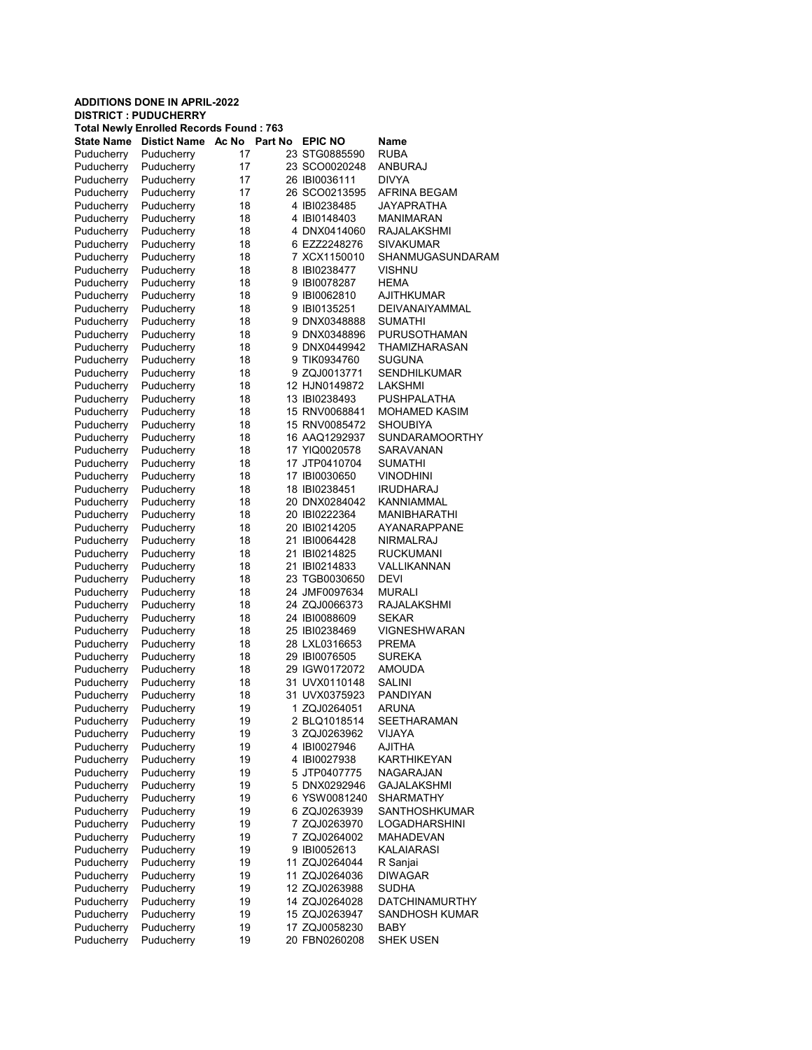**ADDITIONS DONE IN APRIL-2022**
**DISTRICT : PUDUCHERRY**
**Total Newly Enrolled Records Found : 763**

| State Name | Distict Name | Ac No | Part No | EPIC NO | Name |
|---|---|---|---|---|---|
| Puducherry | Puducherry | 17 | 23 | STG0885590 | RUBA |
| Puducherry | Puducherry | 17 | 23 | SCO0020248 | ANBURAJ |
| Puducherry | Puducherry | 17 | 26 | IBI0036111 | DIVYA |
| Puducherry | Puducherry | 17 | 26 | SCO0213595 | AFRINA BEGAM |
| Puducherry | Puducherry | 18 | 4 | IBI0238485 | JAYAPRATHA |
| Puducherry | Puducherry | 18 | 4 | IBI0148403 | MANIMARAN |
| Puducherry | Puducherry | 18 | 4 | DNX0414060 | RAJALAKSHMI |
| Puducherry | Puducherry | 18 | 6 | EZZ2248276 | SIVAKUMAR |
| Puducherry | Puducherry | 18 | 7 | XCX1150010 | SHANMUGASUNDARAM |
| Puducherry | Puducherry | 18 | 8 | IBI0238477 | VISHNU |
| Puducherry | Puducherry | 18 | 9 | IBI0078287 | HEMA |
| Puducherry | Puducherry | 18 | 9 | IBI0062810 | AJITHKUMAR |
| Puducherry | Puducherry | 18 | 9 | IBI0135251 | DEIVANAIYAMMAL |
| Puducherry | Puducherry | 18 | 9 | DNX0348888 | SUMATHI |
| Puducherry | Puducherry | 18 | 9 | DNX0348896 | PURUSOTHAMAN |
| Puducherry | Puducherry | 18 | 9 | DNX0449942 | THAMIZHARASAN |
| Puducherry | Puducherry | 18 | 9 | TIK0934760 | SUGUNA |
| Puducherry | Puducherry | 18 | 9 | ZQJ0013771 | SENDHILKUMAR |
| Puducherry | Puducherry | 18 | 12 | HJN0149872 | LAKSHMI |
| Puducherry | Puducherry | 18 | 13 | IBI0238493 | PUSHPALATHA |
| Puducherry | Puducherry | 18 | 15 | RNV0068841 | MOHAMED KASIM |
| Puducherry | Puducherry | 18 | 15 | RNV0085472 | SHOUBIYA |
| Puducherry | Puducherry | 18 | 16 | AAQ1292937 | SUNDARAMOORTHY |
| Puducherry | Puducherry | 18 | 17 | YIQ0020578 | SARAVANAN |
| Puducherry | Puducherry | 18 | 17 | JTP0410704 | SUMATHI |
| Puducherry | Puducherry | 18 | 17 | IBI0030650 | VINODHINI |
| Puducherry | Puducherry | 18 | 18 | IBI0238451 | IRUDHARAJ |
| Puducherry | Puducherry | 18 | 20 | DNX0284042 | KANNIAMMAL |
| Puducherry | Puducherry | 18 | 20 | IBI0222364 | MANIBHARATHI |
| Puducherry | Puducherry | 18 | 20 | IBI0214205 | AYANARAPPANE |
| Puducherry | Puducherry | 18 | 21 | IBI0064428 | NIRMALRAJ |
| Puducherry | Puducherry | 18 | 21 | IBI0214825 | RUCKUMANI |
| Puducherry | Puducherry | 18 | 21 | IBI0214833 | VALLIKANNAN |
| Puducherry | Puducherry | 18 | 23 | TGB0030650 | DEVI |
| Puducherry | Puducherry | 18 | 24 | JMF0097634 | MURALI |
| Puducherry | Puducherry | 18 | 24 | ZQJ0066373 | RAJALAKSHMI |
| Puducherry | Puducherry | 18 | 24 | IBI0088609 | SEKAR |
| Puducherry | Puducherry | 18 | 25 | IBI0238469 | VIGNESHWARAN |
| Puducherry | Puducherry | 18 | 28 | LXL0316653 | PREMA |
| Puducherry | Puducherry | 18 | 29 | IBI0076505 | SUREKA |
| Puducherry | Puducherry | 18 | 29 | IGW0172072 | AMOUDA |
| Puducherry | Puducherry | 18 | 31 | UVX0110148 | SALINI |
| Puducherry | Puducherry | 18 | 31 | UVX0375923 | PANDIYAN |
| Puducherry | Puducherry | 19 | 1 | ZQJ0264051 | ARUNA |
| Puducherry | Puducherry | 19 | 2 | BLQ1018514 | SEETHARAMAN |
| Puducherry | Puducherry | 19 | 3 | ZQJ0263962 | VIJAYA |
| Puducherry | Puducherry | 19 | 4 | IBI0027946 | AJITHA |
| Puducherry | Puducherry | 19 | 4 | IBI0027938 | KARTHIKEYAN |
| Puducherry | Puducherry | 19 | 5 | JTP0407775 | NAGARAJAN |
| Puducherry | Puducherry | 19 | 5 | DNX0292946 | GAJALAKSHMI |
| Puducherry | Puducherry | 19 | 6 | YSW0081240 | SHARMATHY |
| Puducherry | Puducherry | 19 | 6 | ZQJ0263939 | SANTHOSHKUMAR |
| Puducherry | Puducherry | 19 | 7 | ZQJ0263970 | LOGADHARSHINI |
| Puducherry | Puducherry | 19 | 7 | ZQJ0264002 | MAHADEVAN |
| Puducherry | Puducherry | 19 | 9 | IBI0052613 | KALAIARASI |
| Puducherry | Puducherry | 19 | 11 | ZQJ0264044 | R Sanjai |
| Puducherry | Puducherry | 19 | 11 | ZQJ0264036 | DIWAGAR |
| Puducherry | Puducherry | 19 | 12 | ZQJ0263988 | SUDHA |
| Puducherry | Puducherry | 19 | 14 | ZQJ0264028 | DATCHINAMURTHY |
| Puducherry | Puducherry | 19 | 15 | ZQJ0263947 | SANDHOSH KUMAR |
| Puducherry | Puducherry | 19 | 17 | ZQJ0058230 | BABY |
| Puducherry | Puducherry | 19 | 20 | FBN0260208 | SHEK USEN |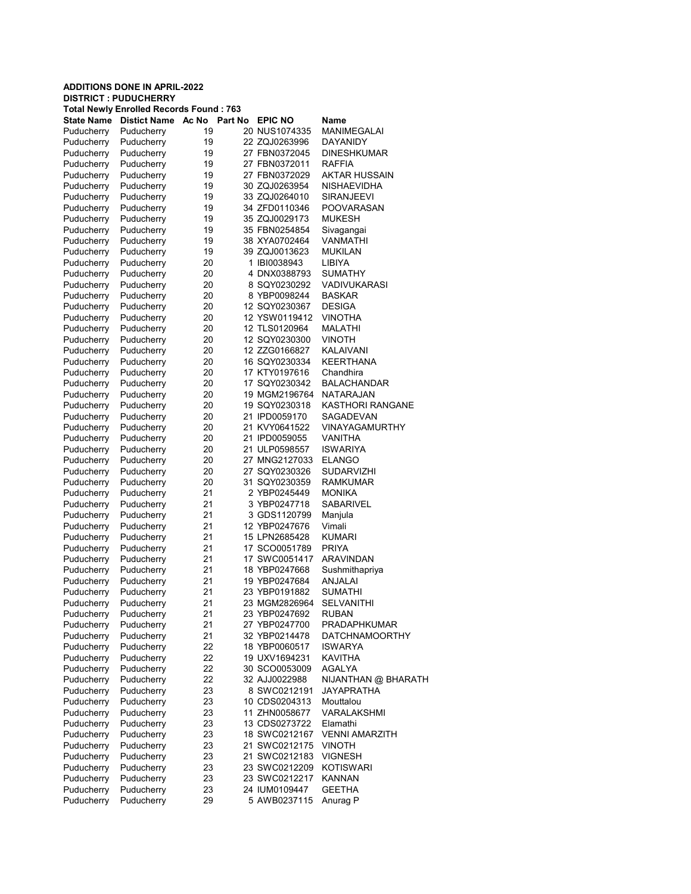**ADDITIONS DONE IN APRIL-2022**
**DISTRICT : PUDUCHERRY**
**Total Newly Enrolled Records Found : 763**

| State Name | Distict Name | Ac No | Part No | EPIC NO | Name |
|---|---|---|---|---|---|
| Puducherry | Puducherry | 19 | 20 | NUS1074335 | MANIMEGALAI |
| Puducherry | Puducherry | 19 | 22 | ZQJ0263996 | DAYANIDY |
| Puducherry | Puducherry | 19 | 27 | FBN0372045 | DINESHKUMAR |
| Puducherry | Puducherry | 19 | 27 | FBN0372011 | RAFFIA |
| Puducherry | Puducherry | 19 | 27 | FBN0372029 | AKTAR HUSSAIN |
| Puducherry | Puducherry | 19 | 30 | ZQJ0263954 | NISHAEVIDHA |
| Puducherry | Puducherry | 19 | 33 | ZQJ0264010 | SIRANJEEVI |
| Puducherry | Puducherry | 19 | 34 | ZFD0110346 | POOVARASAN |
| Puducherry | Puducherry | 19 | 35 | ZQJ0029173 | MUKESH |
| Puducherry | Puducherry | 19 | 35 | FBN0254854 | Sivagangai |
| Puducherry | Puducherry | 19 | 38 | XYA0702464 | VANMATHI |
| Puducherry | Puducherry | 19 | 39 | ZQJ0013623 | MUKILAN |
| Puducherry | Puducherry | 20 | 1 | IBI0038943 | LIBIYA |
| Puducherry | Puducherry | 20 | 4 | DNX0388793 | SUMATHY |
| Puducherry | Puducherry | 20 | 8 | SQY0230292 | VADIVUKARASI |
| Puducherry | Puducherry | 20 | 8 | YBP0098244 | BASKAR |
| Puducherry | Puducherry | 20 | 12 | SQY0230367 | DESIGA |
| Puducherry | Puducherry | 20 | 12 | YSW0119412 | VINOTHA |
| Puducherry | Puducherry | 20 | 12 | TLS0120964 | MALATHI |
| Puducherry | Puducherry | 20 | 12 | SQY0230300 | VINOTH |
| Puducherry | Puducherry | 20 | 12 | ZZG0166827 | KALAIVANI |
| Puducherry | Puducherry | 20 | 16 | SQY0230334 | KEERTHANA |
| Puducherry | Puducherry | 20 | 17 | KTY0197616 | Chandhira |
| Puducherry | Puducherry | 20 | 17 | SQY0230342 | BALACHANDAR |
| Puducherry | Puducherry | 20 | 19 | MGM2196764 | NATARAJAN |
| Puducherry | Puducherry | 20 | 19 | SQY0230318 | KASTHORI RANGANE |
| Puducherry | Puducherry | 20 | 21 | IPD0059170 | SAGADEVAN |
| Puducherry | Puducherry | 20 | 21 | KVY0641522 | VINAYAGAMURTHY |
| Puducherry | Puducherry | 20 | 21 | IPD0059055 | VANITHA |
| Puducherry | Puducherry | 20 | 21 | ULP0598557 | ISWARIYA |
| Puducherry | Puducherry | 20 | 27 | MNG2127033 | ELANGO |
| Puducherry | Puducherry | 20 | 27 | SQY0230326 | SUDARVIZHI |
| Puducherry | Puducherry | 20 | 31 | SQY0230359 | RAMKUMAR |
| Puducherry | Puducherry | 21 | 2 | YBP0245449 | MONIKA |
| Puducherry | Puducherry | 21 | 3 | YBP0247718 | SABARIVEL |
| Puducherry | Puducherry | 21 | 3 | GDS1120799 | Manjula |
| Puducherry | Puducherry | 21 | 12 | YBP0247676 | Vimali |
| Puducherry | Puducherry | 21 | 15 | LPN2685428 | KUMARI |
| Puducherry | Puducherry | 21 | 17 | SCO0051789 | PRIYA |
| Puducherry | Puducherry | 21 | 17 | SWC0051417 | ARAVINDAN |
| Puducherry | Puducherry | 21 | 18 | YBP0247668 | Sushmithapriya |
| Puducherry | Puducherry | 21 | 19 | YBP0247684 | ANJALAI |
| Puducherry | Puducherry | 21 | 23 | YBP0191882 | SUMATHI |
| Puducherry | Puducherry | 21 | 23 | MGM2826964 | SELVANITHI |
| Puducherry | Puducherry | 21 | 23 | YBP0247692 | RUBAN |
| Puducherry | Puducherry | 21 | 27 | YBP0247700 | PRADAPHKUMAR |
| Puducherry | Puducherry | 21 | 32 | YBP0214478 | DATCHNAMOORTHY |
| Puducherry | Puducherry | 22 | 18 | YBP0060517 | ISWARYA |
| Puducherry | Puducherry | 22 | 19 | UXV1694231 | KAVITHA |
| Puducherry | Puducherry | 22 | 30 | SCO0053009 | AGALYA |
| Puducherry | Puducherry | 22 | 32 | AJJ0022988 | NIJANTHAN @ BHARATH |
| Puducherry | Puducherry | 23 | 8 | SWC0212191 | JAYAPRATHA |
| Puducherry | Puducherry | 23 | 10 | CDS0204313 | Mouttalou |
| Puducherry | Puducherry | 23 | 11 | ZHN0058677 | VARALAKSHMI |
| Puducherry | Puducherry | 23 | 13 | CDS0273722 | Elamathi |
| Puducherry | Puducherry | 23 | 18 | SWC0212167 | VENNI AMARZITH |
| Puducherry | Puducherry | 23 | 21 | SWC0212175 | VINOTH |
| Puducherry | Puducherry | 23 | 21 | SWC0212183 | VIGNESH |
| Puducherry | Puducherry | 23 | 23 | SWC0212209 | KOTISWARI |
| Puducherry | Puducherry | 23 | 23 | SWC0212217 | KANNAN |
| Puducherry | Puducherry | 23 | 24 | IUM0109447 | GEETHA |
| Puducherry | Puducherry | 29 | 5 | AWB0237115 | Anurag P |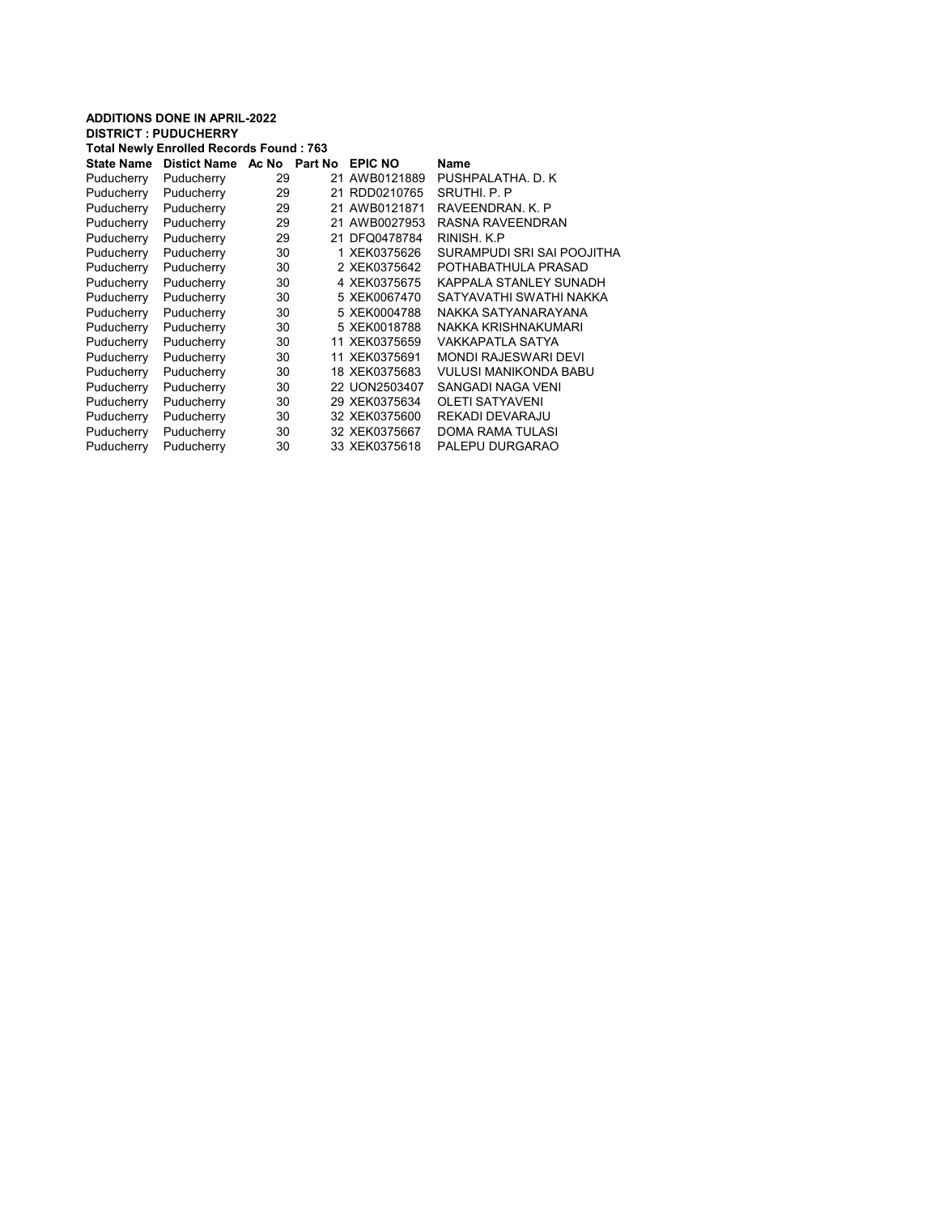**ADDITIONS DONE IN APRIL-2022**
**DISTRICT : PUDUCHERRY**
**Total Newly Enrolled Records Found : 763**

| State Name | Distict Name | Ac No | Part No | EPIC NO | Name |
|---|---|---|---|---|---|
| Puducherry | Puducherry | 29 | 21 | AWB0121889 | PUSHPALATHA. D. K |
| Puducherry | Puducherry | 29 | 21 | RDD0210765 | SRUTHI. P. P |
| Puducherry | Puducherry | 29 | 21 | AWB0121871 | RAVEENDRAN. K. P |
| Puducherry | Puducherry | 29 | 21 | AWB0027953 | RASNA RAVEENDRAN |
| Puducherry | Puducherry | 29 | 21 | DFQ0478784 | RINISH. K.P |
| Puducherry | Puducherry | 30 | 1 | XEK0375626 | SURAMPUDI SRI SAI POOJITHA |
| Puducherry | Puducherry | 30 | 2 | XEK0375642 | POTHABATHULA PRASAD |
| Puducherry | Puducherry | 30 | 4 | XEK0375675 | KAPPALA STANLEY SUNADH |
| Puducherry | Puducherry | 30 | 5 | XEK0067470 | SATYAVATHI SWATHI NAKKA |
| Puducherry | Puducherry | 30 | 5 | XEK0004788 | NAKKA SATYANARAYANA |
| Puducherry | Puducherry | 30 | 5 | XEK0018788 | NAKKA KRISHNAKUMARI |
| Puducherry | Puducherry | 30 | 11 | XEK0375659 | VAKKAPATLA SATYA |
| Puducherry | Puducherry | 30 | 11 | XEK0375691 | MONDI RAJESWARI DEVI |
| Puducherry | Puducherry | 30 | 18 | XEK0375683 | VULUSI MANIKONDA BABU |
| Puducherry | Puducherry | 30 | 22 | UON2503407 | SANGADI NAGA VENI |
| Puducherry | Puducherry | 30 | 29 | XEK0375634 | OLETI SATYAVENI |
| Puducherry | Puducherry | 30 | 32 | XEK0375600 | REKADI DEVARAJU |
| Puducherry | Puducherry | 30 | 32 | XEK0375667 | DOMA RAMA TULASI |
| Puducherry | Puducherry | 30 | 33 | XEK0375618 | PALEPU DURGARAO |